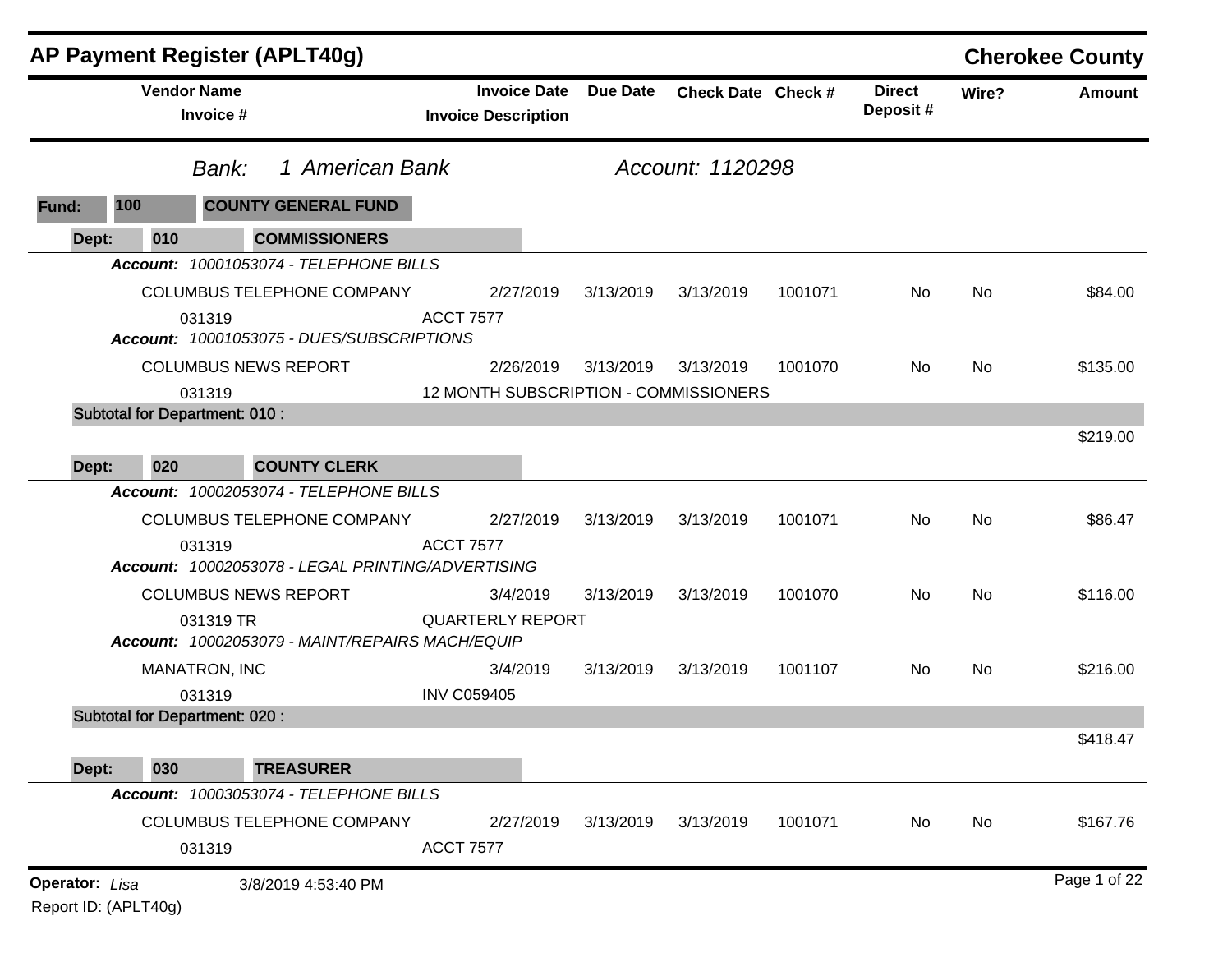# AP Payment Register (APLT40g)

**Cherokee County**

*Bank:* *1 American Bank* *Account: 1120298*

**Fund: 100 COUNTY GENERAL FUND**

| Vendor Name / Invoice # | Invoice Date / Invoice Description | Due Date | Check Date | Check # | Direct Deposit # | Wire? | Amount |
|---|---|---|---|---|---|---|---|
| **Dept: 010 COMMISSIONERS** | | | | | | | |
| ***Account:** 10001053074 - TELEPHONE BILLS* | | | | | | | |
| COLUMBUS TELEPHONE COMPANY | 2/27/2019 | 3/13/2019 | 3/13/2019 | 1001071 | No | No | $84.00 |
| 031319 | ACCT 7577 | | | | | | |
| ***Account:** 10001053075 - DUES/SUBSCRIPTIONS* | | | | | | | |
| COLUMBUS NEWS REPORT | 2/26/2019 | 3/13/2019 | 3/13/2019 | 1001070 | No | No | $135.00 |
| 031319 | 12 MONTH SUBSCRIPTION - COMMISSIONERS | | | | | | |
| **Subtotal for Department: 010 :** | | | | | | | $219.00 |
| **Dept: 020 COUNTY CLERK** | | | | | | | |
| ***Account:** 10002053074 - TELEPHONE BILLS* | | | | | | | |
| COLUMBUS TELEPHONE COMPANY | 2/27/2019 | 3/13/2019 | 3/13/2019 | 1001071 | No | No | $86.47 |
| 031319 | ACCT 7577 | | | | | | |
| ***Account:** 10002053078 - LEGAL PRINTING/ADVERTISING* | | | | | | | |
| COLUMBUS NEWS REPORT | 3/4/2019 | 3/13/2019 | 3/13/2019 | 1001070 | No | No | $116.00 |
| 031319 TR | QUARTERLY REPORT | | | | | | |
| ***Account:** 10002053079 - MAINT/REPAIRS MACH/EQUIP* | | | | | | | |
| MANATRON, INC | 3/4/2019 | 3/13/2019 | 3/13/2019 | 1001107 | No | No | $216.00 |
| 031319 | INV C059405 | | | | | | |
| **Subtotal for Department: 020 :** | | | | | | | $418.47 |
| **Dept: 030 TREASURER** | | | | | | | |
| ***Account:** 10003053074 - TELEPHONE BILLS* | | | | | | | |
| COLUMBUS TELEPHONE COMPANY | 2/27/2019 | 3/13/2019 | 3/13/2019 | 1001071 | No | No | $167.76 |
| 031319 | ACCT 7577 | | | | | | |

**Operator:** *Lisa* 3/8/2019 4:53:40 PM

Report ID: (APLT40g)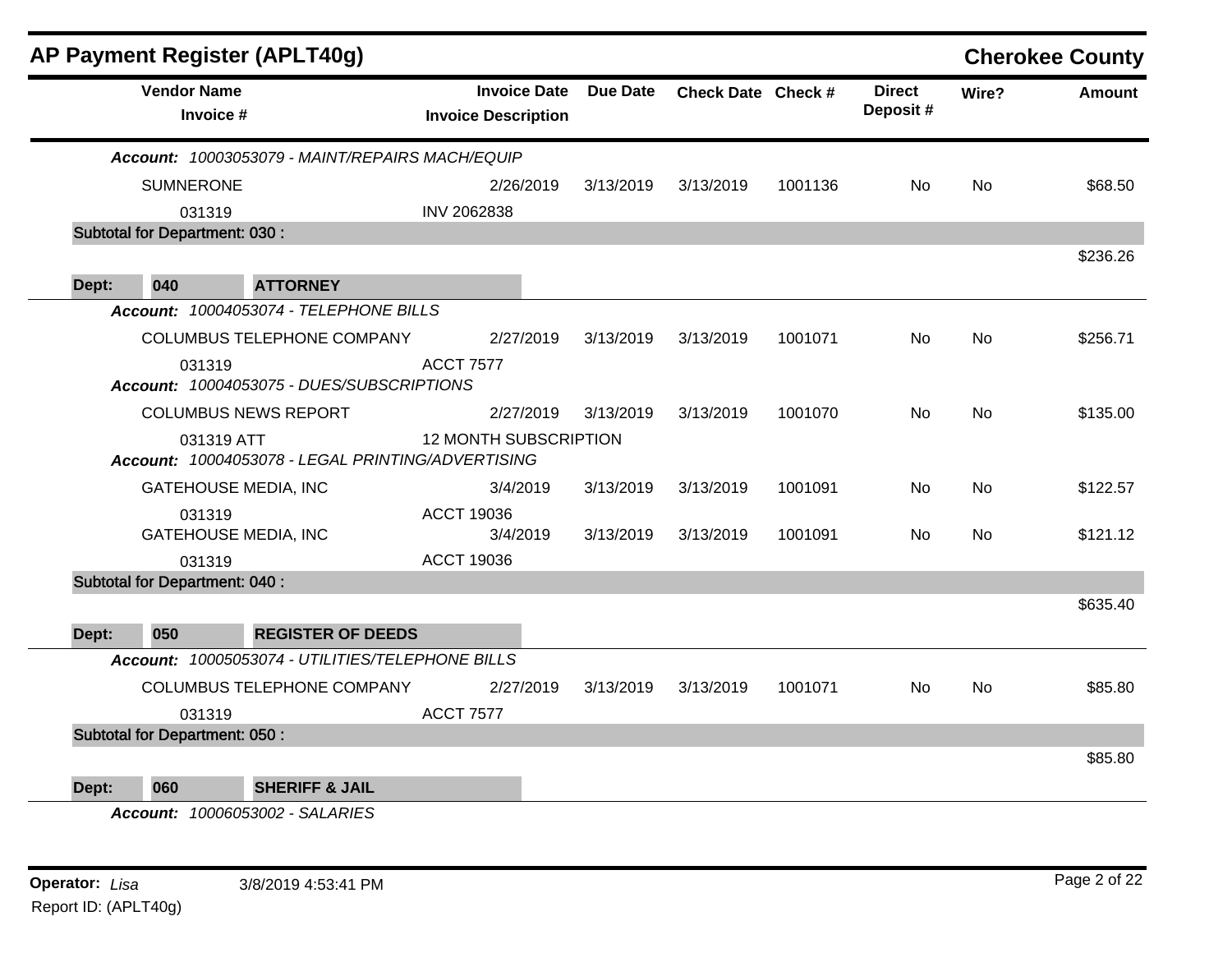## AP Payment Register (APLT40g)

**Cherokee County**

| Vendor Name / Invoice # | Invoice Date / Invoice Description | Due Date | Check Date | Check # | Direct Deposit # | Wire? | Amount |
|---|---|---|---|---|---|---|---|
| ***Account:*** *10003053079 - MAINT/REPAIRS MACH/EQUIP* | | | | | | | |
| SUMNERONE | 2/26/2019 | 3/13/2019 | 3/13/2019 | 1001136 | No | No | $68.50 |
| 031319 | INV 2062838 | | | | | | |
| **Subtotal for Department: 030 :** | | | | | | | $236.26 |
| **Dept: 040 ATTORNEY** | | | | | | | |
| ***Account:*** *10004053074 - TELEPHONE BILLS* | | | | | | | |
| COLUMBUS TELEPHONE COMPANY | 2/27/2019 | 3/13/2019 | 3/13/2019 | 1001071 | No | No | $256.71 |
| 031319 | ACCT 7577 | | | | | | |
| ***Account:*** *10004053075 - DUES/SUBSCRIPTIONS* | | | | | | | |
| COLUMBUS NEWS REPORT | 2/27/2019 | 3/13/2019 | 3/13/2019 | 1001070 | No | No | $135.00 |
| 031319 ATT | 12 MONTH SUBSCRIPTION | | | | | | |
| ***Account:*** *10004053078 - LEGAL PRINTING/ADVERTISING* | | | | | | | |
| GATEHOUSE MEDIA, INC | 3/4/2019 | 3/13/2019 | 3/13/2019 | 1001091 | No | No | $122.57 |
| 031319 | ACCT 19036 | | | | | | |
| GATEHOUSE MEDIA, INC | 3/4/2019 | 3/13/2019 | 3/13/2019 | 1001091 | No | No | $121.12 |
| 031319 | ACCT 19036 | | | | | | |
| **Subtotal for Department: 040 :** | | | | | | | $635.40 |
| **Dept: 050 REGISTER OF DEEDS** | | | | | | | |
| ***Account:*** *10005053074 - UTILITIES/TELEPHONE BILLS* | | | | | | | |
| COLUMBUS TELEPHONE COMPANY | 2/27/2019 | 3/13/2019 | 3/13/2019 | 1001071 | No | No | $85.80 |
| 031319 | ACCT 7577 | | | | | | |
| **Subtotal for Department: 050 :** | | | | | | | $85.80 |
| **Dept: 060 SHERIFF & JAIL** | | | | | | | |
| ***Account:*** *10006053002 - SALARIES* | | | | | | | |

**Operator:** *Lisa* 3/8/2019 4:53:41 PM

Report ID: (APLT40g)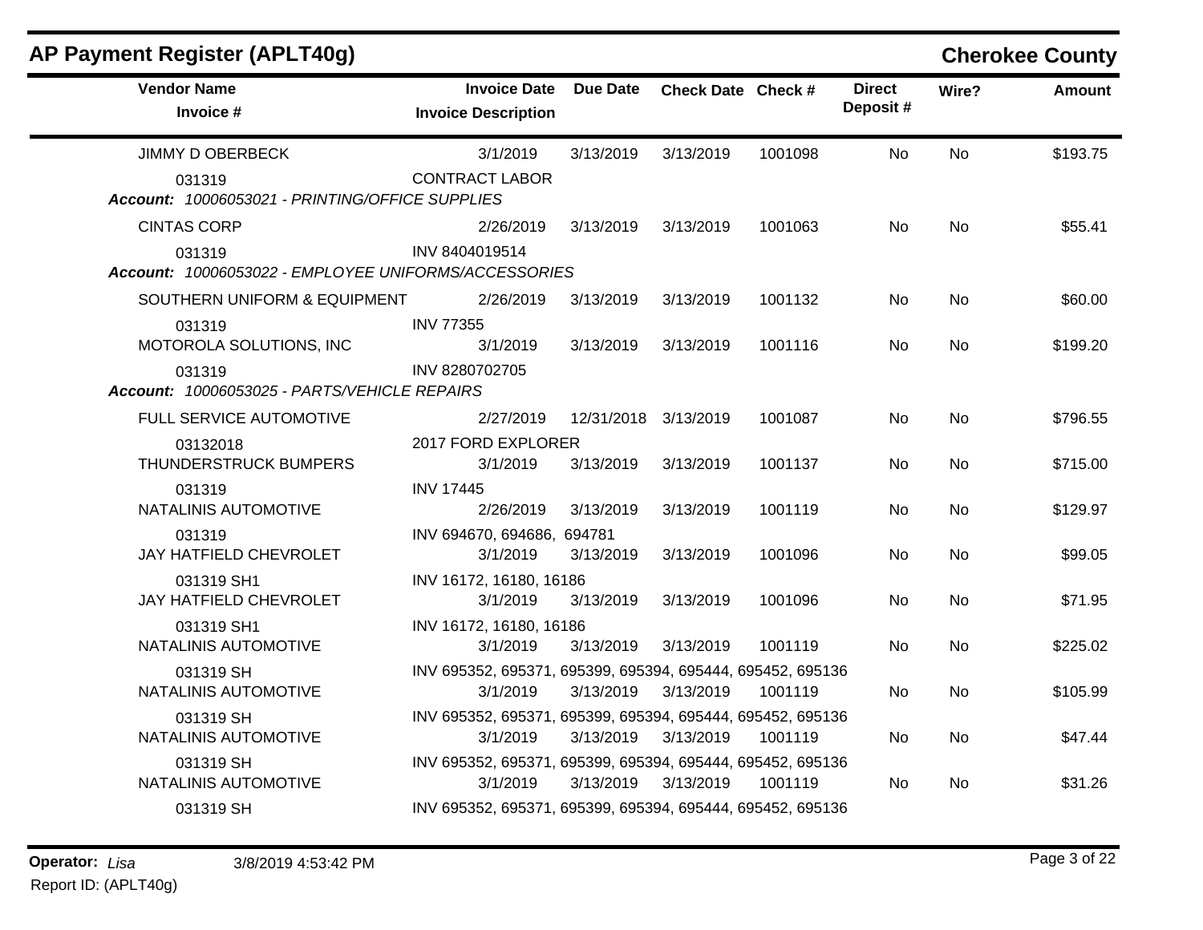## AP Payment Register (APLT40g)

**Cherokee County**

| Vendor Name / Invoice # | Invoice Date / Invoice Description | Due Date | Check Date | Check # | Direct Deposit # | Wire? | Amount |
|---|---|---|---|---|---|---|---|
| JIMMY D OBERBECK | 3/1/2019 | 3/13/2019 | 3/13/2019 | 1001098 | No | No | $193.75 |
| 031319 | CONTRACT LABOR | | | | | | |
| ***Account:*** *10006053021 - PRINTING/OFFICE SUPPLIES* | | | | | | | |
| CINTAS CORP | 2/26/2019 | 3/13/2019 | 3/13/2019 | 1001063 | No | No | $55.41 |
| 031319 | INV 8404019514 | | | | | | |
| ***Account:*** *10006053022 - EMPLOYEE UNIFORMS/ACCESSORIES* | | | | | | | |
| SOUTHERN UNIFORM & EQUIPMENT | 2/26/2019 | 3/13/2019 | 3/13/2019 | 1001132 | No | No | $60.00 |
| 031319 | INV 77355 | | | | | | |
| MOTOROLA SOLUTIONS, INC | 3/1/2019 | 3/13/2019 | 3/13/2019 | 1001116 | No | No | $199.20 |
| 031319 | INV 8280702705 | | | | | | |
| ***Account:*** *10006053025 - PARTS/VEHICLE REPAIRS* | | | | | | | |
| FULL SERVICE AUTOMOTIVE | 2/27/2019 | 12/31/2018 | 3/13/2019 | 1001087 | No | No | $796.55 |
| 03132018 | 2017 FORD EXPLORER | | | | | | |
| THUNDERSTRUCK BUMPERS | 3/1/2019 | 3/13/2019 | 3/13/2019 | 1001137 | No | No | $715.00 |
| 031319 | INV 17445 | | | | | | |
| NATALINIS AUTOMOTIVE | 2/26/2019 | 3/13/2019 | 3/13/2019 | 1001119 | No | No | $129.97 |
| 031319 | INV 694670, 694686, 694781 | | | | | | |
| JAY HATFIELD CHEVROLET | 3/1/2019 | 3/13/2019 | 3/13/2019 | 1001096 | No | No | $99.05 |
| 031319 SH1 | INV 16172, 16180, 16186 | | | | | | |
| JAY HATFIELD CHEVROLET | 3/1/2019 | 3/13/2019 | 3/13/2019 | 1001096 | No | No | $71.95 |
| 031319 SH1 | INV 16172, 16180, 16186 | | | | | | |
| NATALINIS AUTOMOTIVE | 3/1/2019 | 3/13/2019 | 3/13/2019 | 1001119 | No | No | $225.02 |
| 031319 SH | INV 695352, 695371, 695399, 695394, 695444, 695452, 695136 | | | | | | |
| NATALINIS AUTOMOTIVE | 3/1/2019 | 3/13/2019 | 3/13/2019 | 1001119 | No | No | $105.99 |
| 031319 SH | INV 695352, 695371, 695399, 695394, 695444, 695452, 695136 | | | | | | |
| NATALINIS AUTOMOTIVE | 3/1/2019 | 3/13/2019 | 3/13/2019 | 1001119 | No | No | $47.44 |
| 031319 SH | INV 695352, 695371, 695399, 695394, 695444, 695452, 695136 | | | | | | |
| NATALINIS AUTOMOTIVE | 3/1/2019 | 3/13/2019 | 3/13/2019 | 1001119 | No | No | $31.26 |
| 031319 SH | INV 695352, 695371, 695399, 695394, 695444, 695452, 695136 | | | | | | |

**Operator:** *Lisa* 3/8/2019 4:53:42 PM

Report ID: (APLT40g)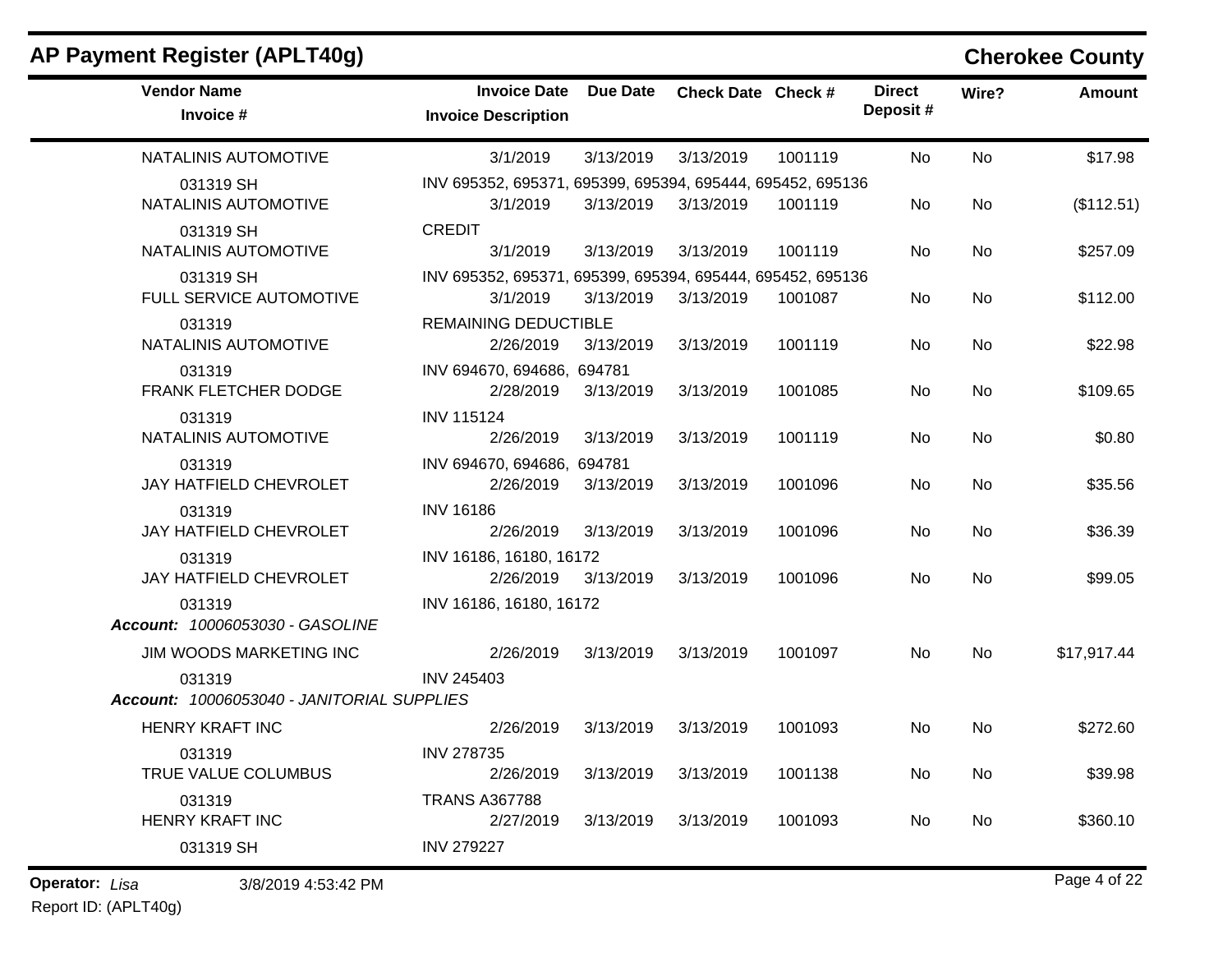## AP Payment Register (APLT40g)

**Cherokee County**

| Vendor Name / Invoice # | Invoice Date / Invoice Description | Due Date | Check Date | Check # | Direct Deposit # | Wire? | Amount |
|---|---|---|---|---|---|---|---|
| NATALINIS AUTOMOTIVE | 3/1/2019 | 3/13/2019 | 3/13/2019 | 1001119 | No | No | $17.98 |
| 031319 SH | INV 695352, 695371, 695399, 695394, 695444, 695452, 695136 | | | | | | |
| NATALINIS AUTOMOTIVE | 3/1/2019 | 3/13/2019 | 3/13/2019 | 1001119 | No | No | ($112.51) |
| 031319 SH | CREDIT | | | | | | |
| NATALINIS AUTOMOTIVE | 3/1/2019 | 3/13/2019 | 3/13/2019 | 1001119 | No | No | $257.09 |
| 031319 SH | INV 695352, 695371, 695399, 695394, 695444, 695452, 695136 | | | | | | |
| FULL SERVICE AUTOMOTIVE | 3/1/2019 | 3/13/2019 | 3/13/2019 | 1001087 | No | No | $112.00 |
| 031319 | REMAINING DEDUCTIBLE | | | | | | |
| NATALINIS AUTOMOTIVE | 2/26/2019 | 3/13/2019 | 3/13/2019 | 1001119 | No | No | $22.98 |
| 031319 | INV 694670, 694686, 694781 | | | | | | |
| FRANK FLETCHER DODGE | 2/28/2019 | 3/13/2019 | 3/13/2019 | 1001085 | No | No | $109.65 |
| 031319 | INV 115124 | | | | | | |
| NATALINIS AUTOMOTIVE | 2/26/2019 | 3/13/2019 | 3/13/2019 | 1001119 | No | No | $0.80 |
| 031319 | INV 694670, 694686, 694781 | | | | | | |
| JAY HATFIELD CHEVROLET | 2/26/2019 | 3/13/2019 | 3/13/2019 | 1001096 | No | No | $35.56 |
| 031319 | INV 16186 | | | | | | |
| JAY HATFIELD CHEVROLET | 2/26/2019 | 3/13/2019 | 3/13/2019 | 1001096 | No | No | $36.39 |
| 031319 | INV 16186, 16180, 16172 | | | | | | |
| JAY HATFIELD CHEVROLET | 2/26/2019 | 3/13/2019 | 3/13/2019 | 1001096 | No | No | $99.05 |
| 031319 | INV 16186, 16180, 16172 | | | | | | |
| ***Account:** 10006053030 - GASOLINE* | | | | | | | |
| JIM WOODS MARKETING INC | 2/26/2019 | 3/13/2019 | 3/13/2019 | 1001097 | No | No | $17,917.44 |
| 031319 | INV 245403 | | | | | | |
| ***Account:** 10006053040 - JANITORIAL SUPPLIES* | | | | | | | |
| HENRY KRAFT INC | 2/26/2019 | 3/13/2019 | 3/13/2019 | 1001093 | No | No | $272.60 |
| 031319 | INV 278735 | | | | | | |
| TRUE VALUE COLUMBUS | 2/26/2019 | 3/13/2019 | 3/13/2019 | 1001138 | No | No | $39.98 |
| 031319 | TRANS A367788 | | | | | | |
| HENRY KRAFT INC | 2/27/2019 | 3/13/2019 | 3/13/2019 | 1001093 | No | No | $360.10 |
| 031319 SH | INV 279227 | | | | | | |

**Operator:** *Lisa* 3/8/2019 4:53:42 PM

Report ID: (APLT40g)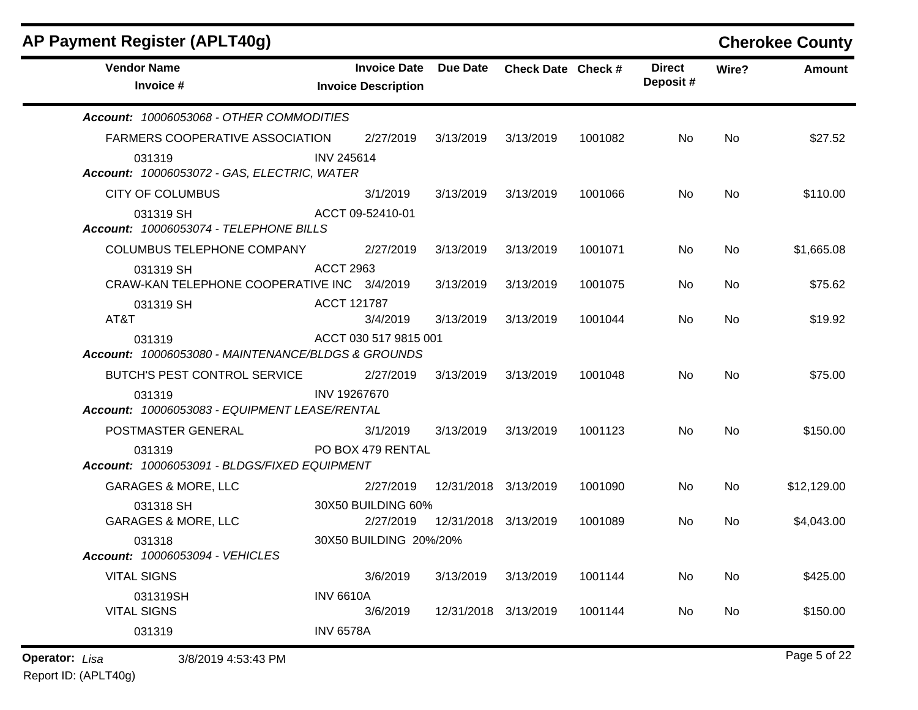## AP Payment Register (APLT40g)

**Cherokee County**

| Vendor Name / Invoice # | Invoice Date / Invoice Description | Due Date | Check Date | Check # | Direct Deposit # | Wire? | Amount |
|---|---|---|---|---|---|---|---|
| ***Account: 10006053068 - OTHER COMMODITIES*** | | | | | | | |
| FARMERS COOPERATIVE ASSOCIATION | 2/27/2019 | 3/13/2019 | 3/13/2019 | 1001082 | No | No | $27.52 |
| 031319 | INV 245614 | | | | | | |
| ***Account: 10006053072 - GAS, ELECTRIC, WATER*** | | | | | | | |
| CITY OF COLUMBUS | 3/1/2019 | 3/13/2019 | 3/13/2019 | 1001066 | No | No | $110.00 |
| 031319 SH | ACCT 09-52410-01 | | | | | | |
| ***Account: 10006053074 - TELEPHONE BILLS*** | | | | | | | |
| COLUMBUS TELEPHONE COMPANY | 2/27/2019 | 3/13/2019 | 3/13/2019 | 1001071 | No | No | $1,665.08 |
| 031319 SH | ACCT 2963 | | | | | | |
| CRAW-KAN TELEPHONE COOPERATIVE INC | 3/4/2019 | 3/13/2019 | 3/13/2019 | 1001075 | No | No | $75.62 |
| 031319 SH | ACCT 121787 | | | | | | |
| AT&T | 3/4/2019 | 3/13/2019 | 3/13/2019 | 1001044 | No | No | $19.92 |
| 031319 | ACCT 030 517 9815 001 | | | | | | |
| ***Account: 10006053080 - MAINTENANCE/BLDGS & GROUNDS*** | | | | | | | |
| BUTCH'S PEST CONTROL SERVICE | 2/27/2019 | 3/13/2019 | 3/13/2019 | 1001048 | No | No | $75.00 |
| 031319 | INV 19267670 | | | | | | |
| ***Account: 10006053083 - EQUIPMENT LEASE/RENTAL*** | | | | | | | |
| POSTMASTER GENERAL | 3/1/2019 | 3/13/2019 | 3/13/2019 | 1001123 | No | No | $150.00 |
| 031319 | PO BOX 479 RENTAL | | | | | | |
| ***Account: 10006053091 - BLDGS/FIXED EQUIPMENT*** | | | | | | | |
| GARAGES & MORE, LLC | 2/27/2019 | 12/31/2018 | 3/13/2019 | 1001090 | No | No | $12,129.00 |
| 031318 SH | 30X50 BUILDING 60% | | | | | | |
| GARAGES & MORE, LLC | 2/27/2019 | 12/31/2018 | 3/13/2019 | 1001089 | No | No | $4,043.00 |
| 031318 | 30X50 BUILDING 20%/20% | | | | | | |
| ***Account: 10006053094 - VEHICLES*** | | | | | | | |
| VITAL SIGNS | 3/6/2019 | 3/13/2019 | 3/13/2019 | 1001144 | No | No | $425.00 |
| 031319SH | INV 6610A | | | | | | |
| VITAL SIGNS | 3/6/2019 | 12/31/2018 | 3/13/2019 | 1001144 | No | No | $150.00 |
| 031319 | INV 6578A | | | | | | |

**Operator:** *Lisa* 3/8/2019 4:53:43 PM

Report ID: (APLT40g)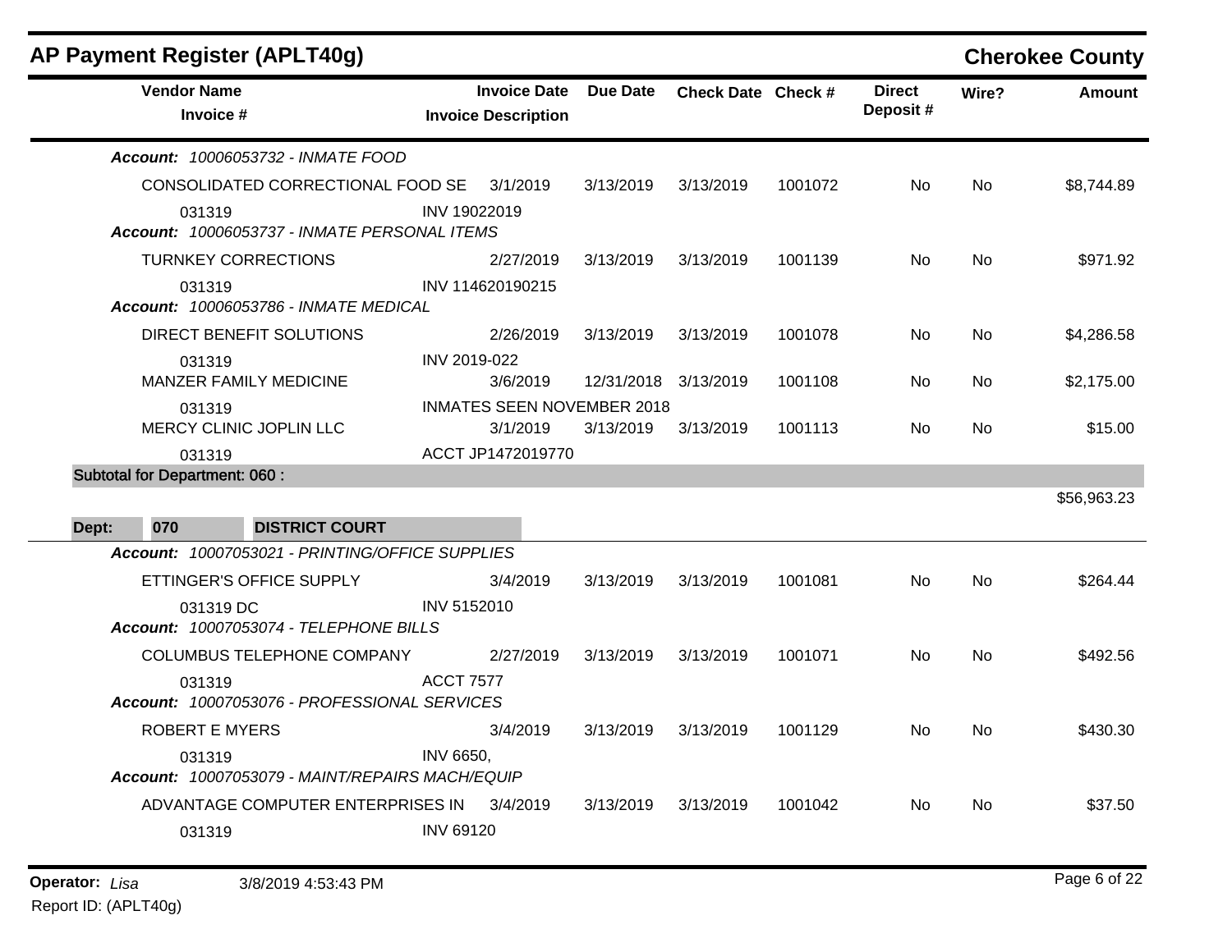## AP Payment Register (APLT40g) — Cherokee County

| Vendor Name / Invoice # | Invoice Date / Invoice Description | Due Date | Check Date | Check # | Direct Deposit # | Wire? | Amount |
|---|---|---|---|---|---|---|---|
| ***Account: 10006053732 - INMATE FOOD*** | | | | | | | |
| CONSOLIDATED CORRECTIONAL FOOD SE | 3/1/2019 | 3/13/2019 | 3/13/2019 | 1001072 | No | No | $8,744.89 |
| 031319 | INV 19022019 | | | | | | |
| ***Account: 10006053737 - INMATE PERSONAL ITEMS*** | | | | | | | |
| TURNKEY CORRECTIONS | 2/27/2019 | 3/13/2019 | 3/13/2019 | 1001139 | No | No | $971.92 |
| 031319 | INV 114620190215 | | | | | | |
| ***Account: 10006053786 - INMATE MEDICAL*** | | | | | | | |
| DIRECT BENEFIT SOLUTIONS | 2/26/2019 | 3/13/2019 | 3/13/2019 | 1001078 | No | No | $4,286.58 |
| 031319 | INV 2019-022 | | | | | | |
| MANZER FAMILY MEDICINE | 3/6/2019 | 12/31/2018 | 3/13/2019 | 1001108 | No | No | $2,175.00 |
| 031319 | INMATES SEEN NOVEMBER 2018 | | | | | | |
| MERCY CLINIC JOPLIN LLC | 3/1/2019 | 3/13/2019 | 3/13/2019 | 1001113 | No | No | $15.00 |
| 031319 | ACCT JP1472019770 | | | | | | |
| **Subtotal for Department: 060 :** | | | | | | | $56,963.23 |

**Dept: 070 DISTRICT COURT**

| Vendor Name / Invoice # | Invoice Date / Invoice Description | Due Date | Check Date | Check # | Direct Deposit # | Wire? | Amount |
|---|---|---|---|---|---|---|---|
| ***Account: 10007053021 - PRINTING/OFFICE SUPPLIES*** | | | | | | | |
| ETTINGER'S OFFICE SUPPLY | 3/4/2019 | 3/13/2019 | 3/13/2019 | 1001081 | No | No | $264.44 |
| 031319 DC | INV 5152010 | | | | | | |
| ***Account: 10007053074 - TELEPHONE BILLS*** | | | | | | | |
| COLUMBUS TELEPHONE COMPANY | 2/27/2019 | 3/13/2019 | 3/13/2019 | 1001071 | No | No | $492.56 |
| 031319 | ACCT 7577 | | | | | | |
| ***Account: 10007053076 - PROFESSIONAL SERVICES*** | | | | | | | |
| ROBERT E MYERS | 3/4/2019 | 3/13/2019 | 3/13/2019 | 1001129 | No | No | $430.30 |
| 031319 | INV 6650, | | | | | | |
| ***Account: 10007053079 - MAINT/REPAIRS MACH/EQUIP*** | | | | | | | |
| ADVANTAGE COMPUTER ENTERPRISES IN | 3/4/2019 | 3/13/2019 | 3/13/2019 | 1001042 | No | No | $37.50 |
| 031319 | INV 69120 | | | | | | |

**Operator:** *Lisa* 3/8/2019 4:53:43 PM
Report ID: (APLT40g)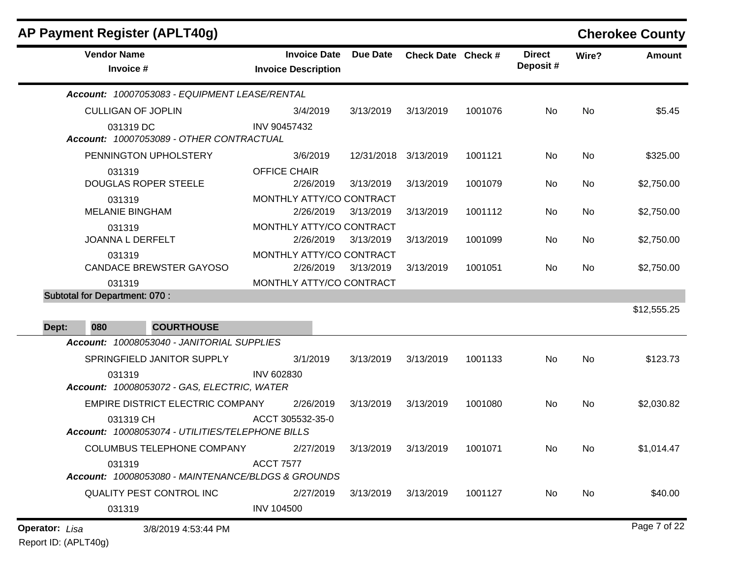## AP Payment Register (APLT40g)

**Cherokee County**

| Vendor Name / Invoice # | Invoice Date / Invoice Description | Due Date | Check Date | Check # | Direct Deposit # | Wire? | Amount |
|---|---|---|---|---|---|---|---|
| ***Account: 10007053083 - EQUIPMENT LEASE/RENTAL*** | | | | | | | |
| CULLIGAN OF JOPLIN | 3/4/2019 | 3/13/2019 | 3/13/2019 | 1001076 | No | No | $5.45 |
| 031319 DC | INV 90457432 | | | | | | |
| ***Account: 10007053089 - OTHER CONTRACTUAL*** | | | | | | | |
| PENNINGTON UPHOLSTERY | 3/6/2019 | 12/31/2018 | 3/13/2019 | 1001121 | No | No | $325.00 |
| 031319 | OFFICE CHAIR | | | | | | |
| DOUGLAS ROPER STEELE | 2/26/2019 | 3/13/2019 | 3/13/2019 | 1001079 | No | No | $2,750.00 |
| 031319 | MONTHLY ATTY/CO CONTRACT | | | | | | |
| MELANIE BINGHAM | 2/26/2019 | 3/13/2019 | 3/13/2019 | 1001112 | No | No | $2,750.00 |
| 031319 | MONTHLY ATTY/CO CONTRACT | | | | | | |
| JOANNA L DERFELT | 2/26/2019 | 3/13/2019 | 3/13/2019 | 1001099 | No | No | $2,750.00 |
| 031319 | MONTHLY ATTY/CO CONTRACT | | | | | | |
| CANDACE BREWSTER GAYOSO | 2/26/2019 | 3/13/2019 | 3/13/2019 | 1001051 | No | No | $2,750.00 |
| 031319 | MONTHLY ATTY/CO CONTRACT | | | | | | |
| **Subtotal for Department: 070 :** | | | | | | | $12,555.25 |

**Dept: 080 COURTHOUSE**

| Vendor Name / Invoice # | Invoice Date / Invoice Description | Due Date | Check Date | Check # | Direct Deposit # | Wire? | Amount |
|---|---|---|---|---|---|---|---|
| ***Account: 10008053040 - JANITORIAL SUPPLIES*** | | | | | | | |
| SPRINGFIELD JANITOR SUPPLY | 3/1/2019 | 3/13/2019 | 3/13/2019 | 1001133 | No | No | $123.73 |
| 031319 | INV 602830 | | | | | | |
| ***Account: 10008053072 - GAS, ELECTRIC, WATER*** | | | | | | | |
| EMPIRE DISTRICT ELECTRIC COMPANY | 2/26/2019 | 3/13/2019 | 3/13/2019 | 1001080 | No | No | $2,030.82 |
| 031319 CH | ACCT 305532-35-0 | | | | | | |
| ***Account: 10008053074 - UTILITIES/TELEPHONE BILLS*** | | | | | | | |
| COLUMBUS TELEPHONE COMPANY | 2/27/2019 | 3/13/2019 | 3/13/2019 | 1001071 | No | No | $1,014.47 |
| 031319 | ACCT 7577 | | | | | | |
| ***Account: 10008053080 - MAINTENANCE/BLDGS & GROUNDS*** | | | | | | | |
| QUALITY PEST CONTROL INC | 2/27/2019 | 3/13/2019 | 3/13/2019 | 1001127 | No | No | $40.00 |
| 031319 | INV 104500 | | | | | | |

**Operator:** *Lisa* 3/8/2019 4:53:44 PM

Report ID: (APLT40g)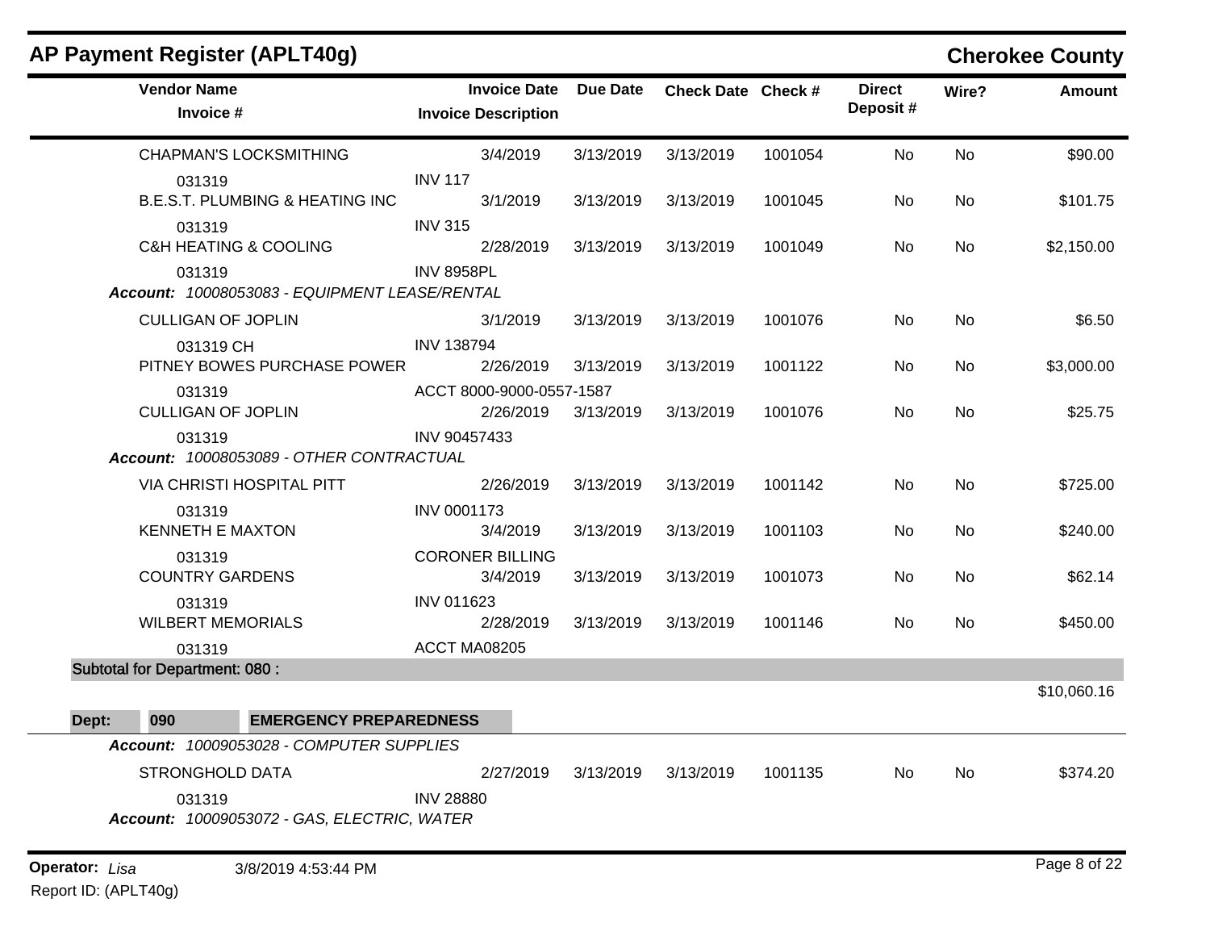## AP Payment Register (APLT40g)

**Cherokee County**

| Vendor Name / Invoice # | Invoice Date / Invoice Description | Due Date | Check Date | Check # | Direct Deposit # | Wire? | Amount |
|---|---|---|---|---|---|---|---|
| CHAPMAN'S LOCKSMITHING | 3/4/2019 | 3/13/2019 | 3/13/2019 | 1001054 | No | No | $90.00 |
| 031319 | INV 117 | | | | | | |
| B.E.S.T. PLUMBING & HEATING INC | 3/1/2019 | 3/13/2019 | 3/13/2019 | 1001045 | No | No | $101.75 |
| 031319 | INV 315 | | | | | | |
| C&H HEATING & COOLING | 2/28/2019 | 3/13/2019 | 3/13/2019 | 1001049 | No | No | $2,150.00 |
| 031319 | INV 8958PL | | | | | | |
| ***Account:** 10008053083 - EQUIPMENT LEASE/RENTAL* | | | | | | | |
| CULLIGAN OF JOPLIN | 3/1/2019 | 3/13/2019 | 3/13/2019 | 1001076 | No | No | $6.50 |
| 031319 CH | INV 138794 | | | | | | |
| PITNEY BOWES PURCHASE POWER | 2/26/2019 | 3/13/2019 | 3/13/2019 | 1001122 | No | No | $3,000.00 |
| 031319 | ACCT 8000-9000-0557-1587 | | | | | | |
| CULLIGAN OF JOPLIN | 2/26/2019 | 3/13/2019 | 3/13/2019 | 1001076 | No | No | $25.75 |
| 031319 | INV 90457433 | | | | | | |
| ***Account:** 10008053089 - OTHER CONTRACTUAL* | | | | | | | |
| VIA CHRISTI HOSPITAL PITT | 2/26/2019 | 3/13/2019 | 3/13/2019 | 1001142 | No | No | $725.00 |
| 031319 | INV 0001173 | | | | | | |
| KENNETH E MAXTON | 3/4/2019 | 3/13/2019 | 3/13/2019 | 1001103 | No | No | $240.00 |
| 031319 | CORONER BILLING | | | | | | |
| COUNTRY GARDENS | 3/4/2019 | 3/13/2019 | 3/13/2019 | 1001073 | No | No | $62.14 |
| 031319 | INV 011623 | | | | | | |
| WILBERT MEMORIALS | 2/28/2019 | 3/13/2019 | 3/13/2019 | 1001146 | No | No | $450.00 |
| 031319 | ACCT MA08205 | | | | | | |
| **Subtotal for Department: 080 :** | | | | | | | $10,060.16 |

**Dept: 090 EMERGENCY PREPAREDNESS**

| Vendor Name / Invoice # | Invoice Date / Invoice Description | Due Date | Check Date | Check # | Direct Deposit # | Wire? | Amount |
|---|---|---|---|---|---|---|---|
| ***Account:** 10009053028 - COMPUTER SUPPLIES* | | | | | | | |
| STRONGHOLD DATA | 2/27/2019 | 3/13/2019 | 3/13/2019 | 1001135 | No | No | $374.20 |
| 031319 | INV 28880 | | | | | | |
| ***Account:** 10009053072 - GAS, ELECTRIC, WATER* | | | | | | | |

**Operator:** *Lisa* 3/8/2019 4:53:44 PM

Report ID: (APLT40g)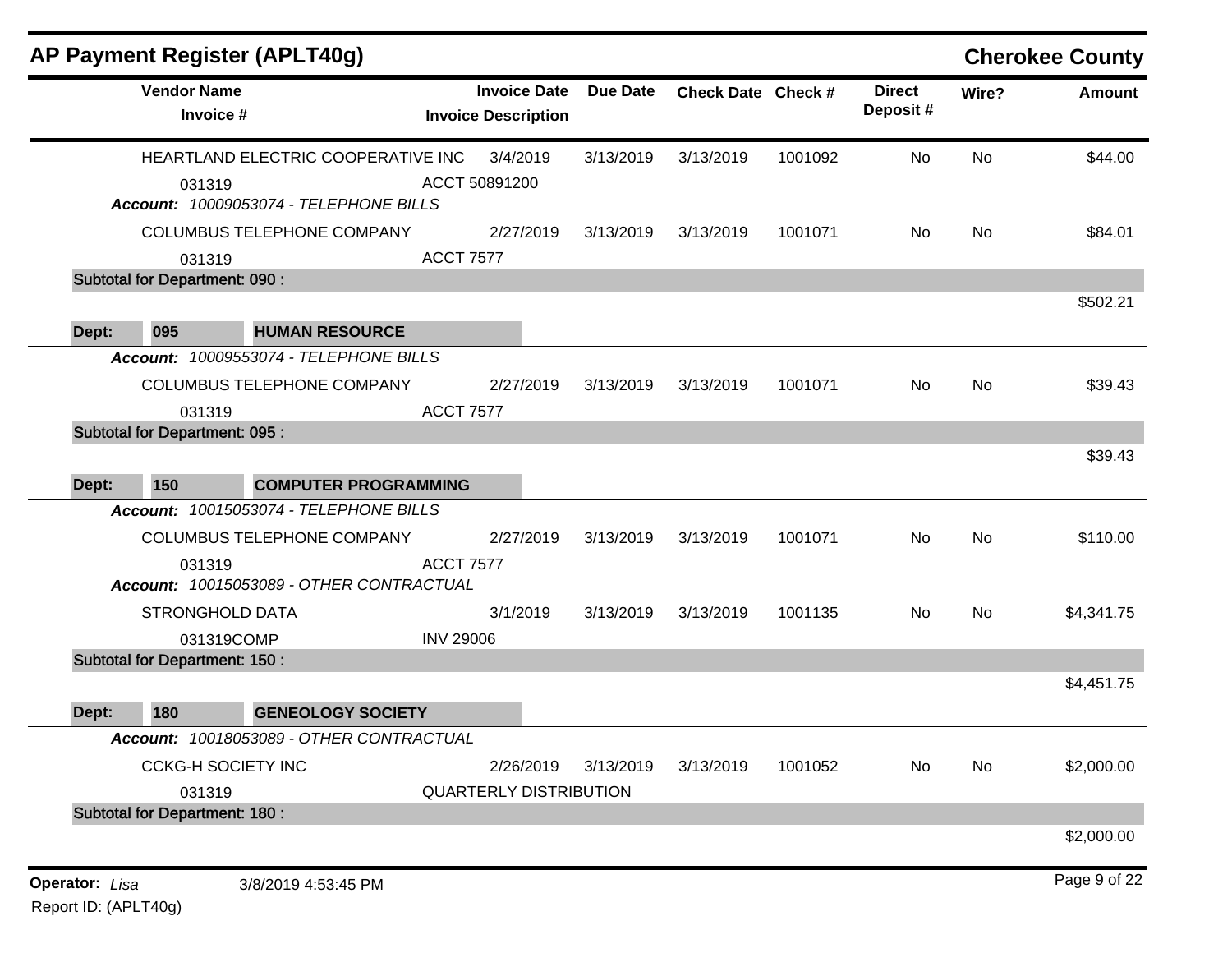## AP Payment Register (APLT40g)

**Cherokee County**

| Vendor Name / Invoice # | Invoice Date / Invoice Description | Due Date | Check Date | Check # | Direct Deposit # | Wire? | Amount |
|---|---|---|---|---|---|---|---|
| HEARTLAND ELECTRIC COOPERATIVE INC | 3/4/2019 | 3/13/2019 | 3/13/2019 | 1001092 | No | No | $44.00 |
| 031319 | ACCT 50891200 | | | | | | |
| ***Account:*** *10009053074 - TELEPHONE BILLS* | | | | | | | |
| COLUMBUS TELEPHONE COMPANY | 2/27/2019 | 3/13/2019 | 3/13/2019 | 1001071 | No | No | $84.01 |
| 031319 | ACCT 7577 | | | | | | |
| **Subtotal for Department: 090 :** | | | | | | | $502.21 |
| **Dept: 095 HUMAN RESOURCE** | | | | | | | |
| ***Account:*** *10009553074 - TELEPHONE BILLS* | | | | | | | |
| COLUMBUS TELEPHONE COMPANY | 2/27/2019 | 3/13/2019 | 3/13/2019 | 1001071 | No | No | $39.43 |
| 031319 | ACCT 7577 | | | | | | |
| **Subtotal for Department: 095 :** | | | | | | | $39.43 |
| **Dept: 150 COMPUTER PROGRAMMING** | | | | | | | |
| ***Account:*** *10015053074 - TELEPHONE BILLS* | | | | | | | |
| COLUMBUS TELEPHONE COMPANY | 2/27/2019 | 3/13/2019 | 3/13/2019 | 1001071 | No | No | $110.00 |
| 031319 | ACCT 7577 | | | | | | |
| ***Account:*** *10015053089 - OTHER CONTRACTUAL* | | | | | | | |
| STRONGHOLD DATA | 3/1/2019 | 3/13/2019 | 3/13/2019 | 1001135 | No | No | $4,341.75 |
| 031319COMP | INV 29006 | | | | | | |
| **Subtotal for Department: 150 :** | | | | | | | $4,451.75 |
| **Dept: 180 GENEOLOGY SOCIETY** | | | | | | | |
| ***Account:*** *10018053089 - OTHER CONTRACTUAL* | | | | | | | |
| CCKG-H SOCIETY INC | 2/26/2019 | 3/13/2019 | 3/13/2019 | 1001052 | No | No | $2,000.00 |
| 031319 | QUARTERLY DISTRIBUTION | | | | | | |
| **Subtotal for Department: 180 :** | | | | | | | $2,000.00 |

**Operator:** *Lisa* 3/8/2019 4:53:45 PM

Report ID: (APLT40g)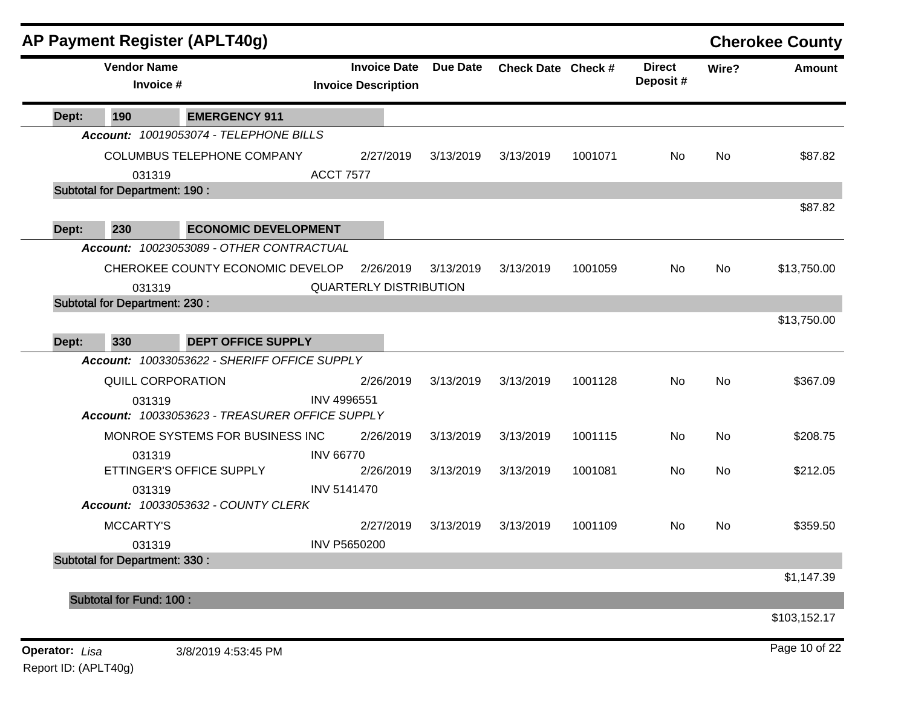## AP Payment Register (APLT40g)

**Cherokee County**

| Vendor Name / Invoice # | Invoice Date / Invoice Description | Due Date | Check Date | Check # | Direct Deposit # | Wire? | Amount |
|---|---|---|---|---|---|---|---|
| **Dept: 190 EMERGENCY 911** | | | | | | | |
| ***Account:* 10019053074 - TELEPHONE BILLS** | | | | | | | |
| COLUMBUS TELEPHONE COMPANY | 2/27/2019 | 3/13/2019 | 3/13/2019 | 1001071 | No | No | $87.82 |
| 031319 | ACCT 7577 | | | | | | |
| **Subtotal for Department: 190 :** | | | | | | | $87.82 |
| **Dept: 230 ECONOMIC DEVELOPMENT** | | | | | | | |
| ***Account:* 10023053089 - OTHER CONTRACTUAL** | | | | | | | |
| CHEROKEE COUNTY ECONOMIC DEVELOP | 2/26/2019 | 3/13/2019 | 3/13/2019 | 1001059 | No | No | $13,750.00 |
| 031319 | QUARTERLY DISTRIBUTION | | | | | | |
| **Subtotal for Department: 230 :** | | | | | | | $13,750.00 |
| **Dept: 330 DEPT OFFICE SUPPLY** | | | | | | | |
| ***Account:* 10033053622 - SHERIFF OFFICE SUPPLY** | | | | | | | |
| QUILL CORPORATION | 2/26/2019 | 3/13/2019 | 3/13/2019 | 1001128 | No | No | $367.09 |
| 031319 | INV 4996551 | | | | | | |
| ***Account:* 10033053623 - TREASURER OFFICE SUPPLY** | | | | | | | |
| MONROE SYSTEMS FOR BUSINESS INC | 2/26/2019 | 3/13/2019 | 3/13/2019 | 1001115 | No | No | $208.75 |
| 031319 | INV 66770 | | | | | | |
| ETTINGER'S OFFICE SUPPLY | 2/26/2019 | 3/13/2019 | 3/13/2019 | 1001081 | No | No | $212.05 |
| 031319 | INV 5141470 | | | | | | |
| ***Account:* 10033053632 - COUNTY CLERK** | | | | | | | |
| MCCARTY'S | 2/27/2019 | 3/13/2019 | 3/13/2019 | 1001109 | No | No | $359.50 |
| 031319 | INV P5650200 | | | | | | |
| **Subtotal for Department: 330 :** | | | | | | | $1,147.39 |
| **Subtotal for Fund: 100 :** | | | | | | | $103,152.17 |

**Operator:** *Lisa* 3/8/2019 4:53:45 PM

Report ID: (APLT40g)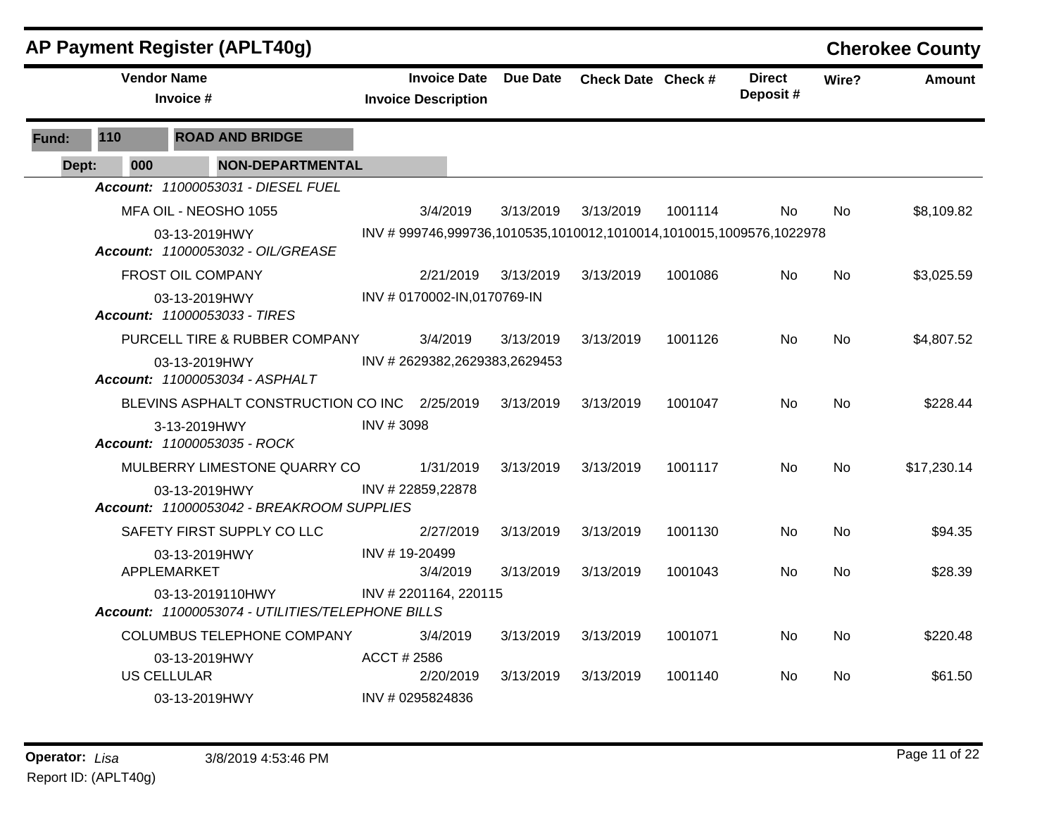# AP Payment Register (APLT40g)

**Cherokee County**

| Vendor Name / Invoice # | Invoice Date / Invoice Description | Due Date | Check Date | Check # | Direct Deposit # | Wire? | Amount |
|---|---|---|---|---|---|---|---|
| **Fund: 110 ROAD AND BRIDGE** | | | | | | | |
| **Dept: 000 NON-DEPARTMENTAL** | | | | | | | |
| ***Account: 11000053031 - DIESEL FUEL*** | | | | | | | |
| MFA OIL - NEOSHO 1055 | 3/4/2019 | 3/13/2019 | 3/13/2019 | 1001114 | No | No | $8,109.82 |
| 03-13-2019HWY | INV # 999746,999736,1010535,1010012,1010014,1010015,1009576,1022978 | | | | | | |
| ***Account: 11000053032 - OIL/GREASE*** | | | | | | | |
| FROST OIL COMPANY | 2/21/2019 | 3/13/2019 | 3/13/2019 | 1001086 | No | No | $3,025.59 |
| 03-13-2019HWY | INV # 0170002-IN,0170769-IN | | | | | | |
| ***Account: 11000053033 - TIRES*** | | | | | | | |
| PURCELL TIRE & RUBBER COMPANY | 3/4/2019 | 3/13/2019 | 3/13/2019 | 1001126 | No | No | $4,807.52 |
| 03-13-2019HWY | INV # 2629382,2629383,2629453 | | | | | | |
| ***Account: 11000053034 - ASPHALT*** | | | | | | | |
| BLEVINS ASPHALT CONSTRUCTION CO INC | 2/25/2019 | 3/13/2019 | 3/13/2019 | 1001047 | No | No | $228.44 |
| 3-13-2019HWY | INV # 3098 | | | | | | |
| ***Account: 11000053035 - ROCK*** | | | | | | | |
| MULBERRY LIMESTONE QUARRY CO | 1/31/2019 | 3/13/2019 | 3/13/2019 | 1001117 | No | No | $17,230.14 |
| 03-13-2019HWY | INV # 22859,22878 | | | | | | |
| ***Account: 11000053042 - BREAKROOM SUPPLIES*** | | | | | | | |
| SAFETY FIRST SUPPLY CO LLC | 2/27/2019 | 3/13/2019 | 3/13/2019 | 1001130 | No | No | $94.35 |
| 03-13-2019HWY | INV # 19-20499 | | | | | | |
| APPLEMARKET | 3/4/2019 | 3/13/2019 | 3/13/2019 | 1001043 | No | No | $28.39 |
| 03-13-2019110HWY | INV # 2201164, 220115 | | | | | | |
| ***Account: 11000053074 - UTILITIES/TELEPHONE BILLS*** | | | | | | | |
| COLUMBUS TELEPHONE COMPANY | 3/4/2019 | 3/13/2019 | 3/13/2019 | 1001071 | No | No | $220.48 |
| 03-13-2019HWY | ACCT # 2586 | | | | | | |
| US CELLULAR | 2/20/2019 | 3/13/2019 | 3/13/2019 | 1001140 | No | No | $61.50 |
| 03-13-2019HWY | INV # 0295824836 | | | | | | |

**Operator:** *Lisa* 3/8/2019 4:53:46 PM

Report ID: (APLT40g)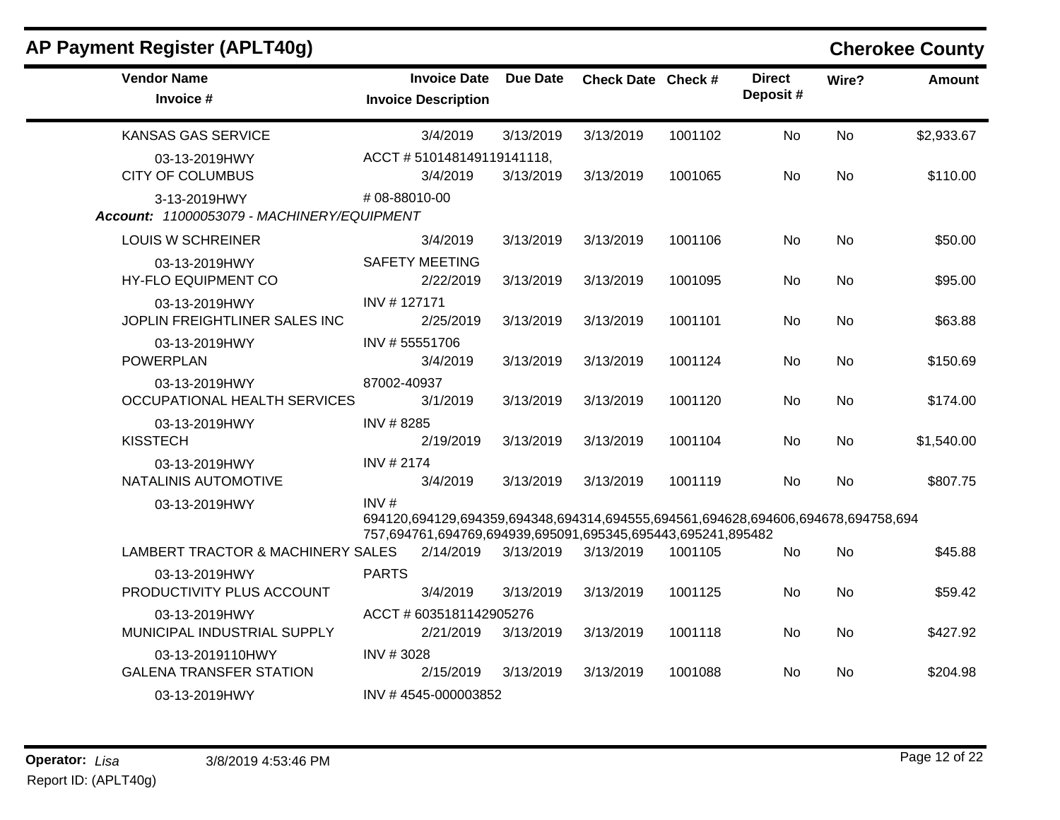## AP Payment Register (APLT40g)

**Cherokee County**

| Vendor Name / Invoice # | Invoice Date / Invoice Description | Due Date | Check Date | Check # | Direct Deposit # | Wire? | Amount |
|---|---|---|---|---|---|---|---|
| KANSAS GAS SERVICE | 3/4/2019 | 3/13/2019 | 3/13/2019 | 1001102 | No | No | $2,933.67 |
| 03-13-2019HWY | ACCT # 510148149119141118, | | | | | | |
| CITY OF COLUMBUS | 3/4/2019 | 3/13/2019 | 3/13/2019 | 1001065 | No | No | $110.00 |
| 3-13-2019HWY | # 08-88010-00 | | | | | | |

***Account:*** *11000053079 - MACHINERY/EQUIPMENT*

| Vendor Name / Invoice # | Invoice Date / Invoice Description | Due Date | Check Date | Check # | Direct Deposit # | Wire? | Amount |
|---|---|---|---|---|---|---|---|
| LOUIS W SCHREINER | 3/4/2019 | 3/13/2019 | 3/13/2019 | 1001106 | No | No | $50.00 |
| 03-13-2019HWY | SAFETY MEETING | | | | | | |
| HY-FLO EQUIPMENT CO | 2/22/2019 | 3/13/2019 | 3/13/2019 | 1001095 | No | No | $95.00 |
| 03-13-2019HWY | INV # 127171 | | | | | | |
| JOPLIN FREIGHTLINER SALES INC | 2/25/2019 | 3/13/2019 | 3/13/2019 | 1001101 | No | No | $63.88 |
| 03-13-2019HWY | INV # 55551706 | | | | | | |
| POWERPLAN | 3/4/2019 | 3/13/2019 | 3/13/2019 | 1001124 | No | No | $150.69 |
| 03-13-2019HWY | 87002-40937 | | | | | | |
| OCCUPATIONAL HEALTH SERVICES | 3/1/2019 | 3/13/2019 | 3/13/2019 | 1001120 | No | No | $174.00 |
| 03-13-2019HWY | INV # 8285 | | | | | | |
| KISSTECH | 2/19/2019 | 3/13/2019 | 3/13/2019 | 1001104 | No | No | $1,540.00 |
| 03-13-2019HWY | INV # 2174 | | | | | | |
| NATALINIS AUTOMOTIVE | 3/4/2019 | 3/13/2019 | 3/13/2019 | 1001119 | No | No | $807.75 |
| 03-13-2019HWY | INV # 694120,694129,694359,694348,694314,694555,694561,694628,694606,694678,694758,694757,694761,694769,694939,695091,695345,695443,695241,895482 | | | | | | |
| LAMBERT TRACTOR & MACHINERY SALES | 2/14/2019 | 3/13/2019 | 3/13/2019 | 1001105 | No | No | $45.88 |
| 03-13-2019HWY | PARTS | | | | | | |
| PRODUCTIVITY PLUS ACCOUNT | 3/4/2019 | 3/13/2019 | 3/13/2019 | 1001125 | No | No | $59.42 |
| 03-13-2019HWY | ACCT # 6035181142905276 | | | | | | |
| MUNICIPAL INDUSTRIAL SUPPLY | 2/21/2019 | 3/13/2019 | 3/13/2019 | 1001118 | No | No | $427.92 |
| 03-13-2019110HWY | INV # 3028 | | | | | | |
| GALENA TRANSFER STATION | 2/15/2019 | 3/13/2019 | 3/13/2019 | 1001088 | No | No | $204.98 |
| 03-13-2019HWY | INV # 4545-000003852 | | | | | | |

**Operator:** *Lisa* 3/8/2019 4:53:46 PM

Report ID: (APLT40g)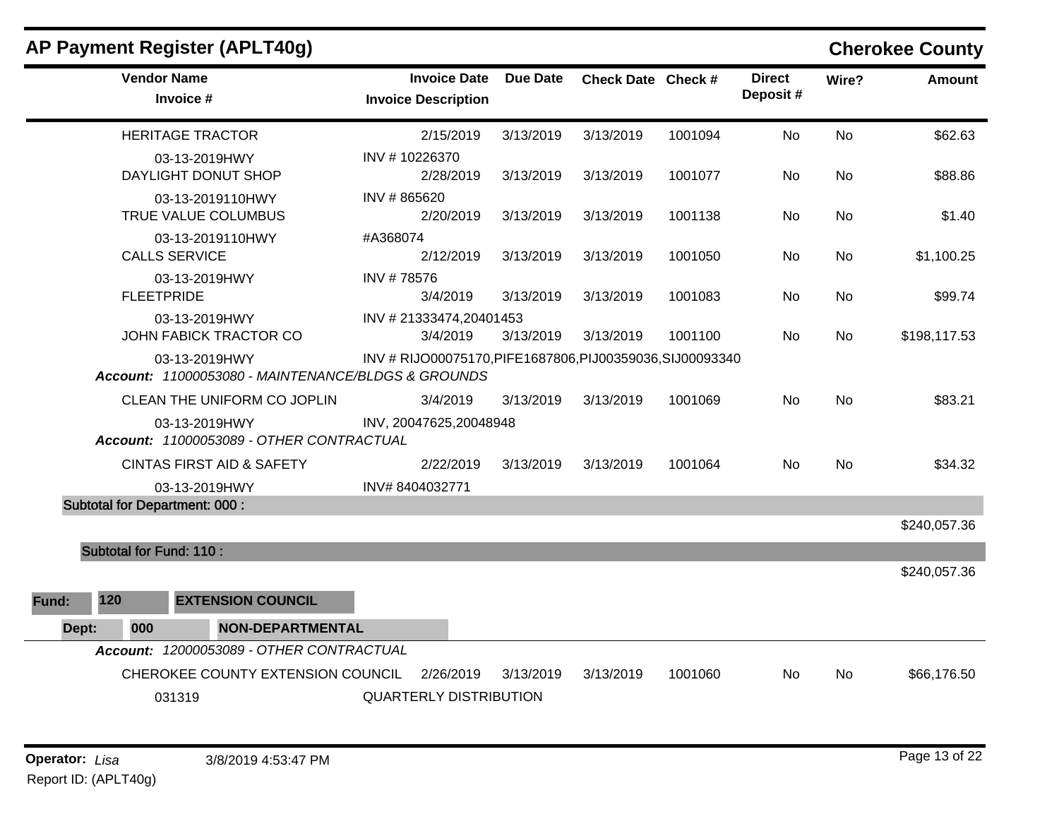## AP Payment Register (APLT40g)

**Cherokee County**

| Vendor Name / Invoice # | Invoice Date / Invoice Description | Due Date | Check Date | Check # | Direct Deposit # | Wire? | Amount |
|---|---|---|---|---|---|---|---|
| HERITAGE TRACTOR | 2/15/2019 | 3/13/2019 | 3/13/2019 | 1001094 | No | No | $62.63 |
| 03-13-2019HWY | INV # 10226370 | | | | | | |
| DAYLIGHT DONUT SHOP | 2/28/2019 | 3/13/2019 | 3/13/2019 | 1001077 | No | No | $88.86 |
| 03-13-2019110HWY | INV # 865620 | | | | | | |
| TRUE VALUE COLUMBUS | 2/20/2019 | 3/13/2019 | 3/13/2019 | 1001138 | No | No | $1.40 |
| 03-13-2019110HWY | #A368074 | | | | | | |
| CALLS SERVICE | 2/12/2019 | 3/13/2019 | 3/13/2019 | 1001050 | No | No | $1,100.25 |
| 03-13-2019HWY | INV # 78576 | | | | | | |
| FLEETPRIDE | 3/4/2019 | 3/13/2019 | 3/13/2019 | 1001083 | No | No | $99.74 |
| 03-13-2019HWY | INV # 21333474,20401453 | | | | | | |
| JOHN FABICK TRACTOR CO | 3/4/2019 | 3/13/2019 | 3/13/2019 | 1001100 | No | No | $198,117.53 |
| 03-13-2019HWY | INV # RIJO00075170,PIFE1687806,PIJ00359036,SIJ00093340 | | | | | | |

***Account:*** *11000053080 - MAINTENANCE/BLDGS & GROUNDS*

| Vendor Name / Invoice # | Invoice Date / Invoice Description | Due Date | Check Date | Check # | Direct Deposit # | Wire? | Amount |
|---|---|---|---|---|---|---|---|
| CLEAN THE UNIFORM CO JOPLIN | 3/4/2019 | 3/13/2019 | 3/13/2019 | 1001069 | No | No | $83.21 |
| 03-13-2019HWY | INV, 20047625,20048948 | | | | | | |

***Account:*** *11000053089 - OTHER CONTRACTUAL*

| Vendor Name / Invoice # | Invoice Date / Invoice Description | Due Date | Check Date | Check # | Direct Deposit # | Wire? | Amount |
|---|---|---|---|---|---|---|---|
| CINTAS FIRST AID & SAFETY | 2/22/2019 | 3/13/2019 | 3/13/2019 | 1001064 | No | No | $34.32 |
| 03-13-2019HWY | INV# 8404032771 | | | | | | |

**Subtotal for Department: 000 :** $240,057.36

**Subtotal for Fund: 110 :** $240,057.36

**Fund: 120 EXTENSION COUNCIL**

**Dept: 000 NON-DEPARTMENTAL**

***Account:*** *12000053089 - OTHER CONTRACTUAL*

| Vendor Name / Invoice # | Invoice Date / Invoice Description | Due Date | Check Date | Check # | Direct Deposit # | Wire? | Amount |
|---|---|---|---|---|---|---|---|
| CHEROKEE COUNTY EXTENSION COUNCIL | 2/26/2019 | 3/13/2019 | 3/13/2019 | 1001060 | No | No | $66,176.50 |
| 031319 | QUARTERLY DISTRIBUTION | | | | | | |

**Operator:** *Lisa* 3/8/2019 4:53:47 PM

Report ID: (APLT40g)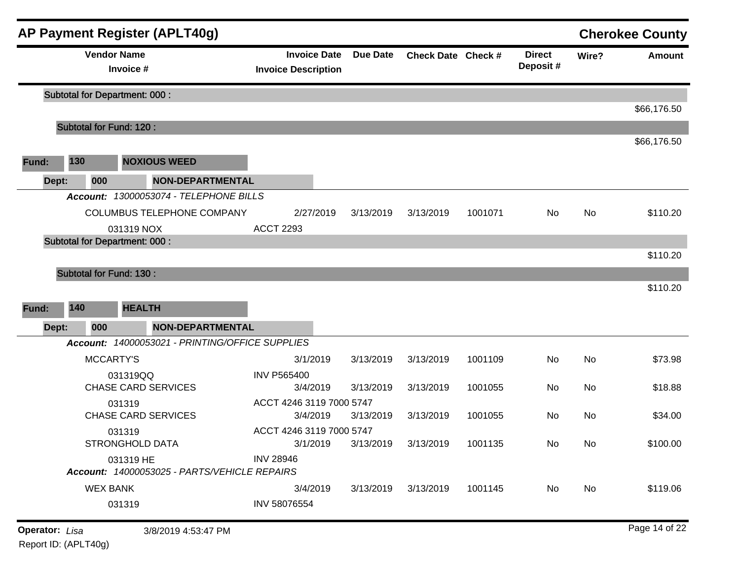# AP Payment Register (APLT40g)

## Cherokee County

| Vendor Name / Invoice # | Invoice Date / Invoice Description | Due Date | Check Date | Check # | Direct Deposit # | Wire? | Amount |
|---|---|---|---|---|---|---|---|
| **Subtotal for Department: 000 :** | | | | | | | $66,176.50 |
| **Subtotal for Fund: 120 :** | | | | | | | $66,176.50 |
| **Fund: 130 NOXIOUS WEED** | | | | | | | |
| **Dept: 000 NON-DEPARTMENTAL** | | | | | | | |
| ***Account:*** *13000053074 - TELEPHONE BILLS* | | | | | | | |
| COLUMBUS TELEPHONE COMPANY | 2/27/2019 | 3/13/2019 | 3/13/2019 | 1001071 | No | No | $110.20 |
| 031319 NOX | ACCT 2293 | | | | | | |
| **Subtotal for Department: 000 :** | | | | | | | $110.20 |
| **Subtotal for Fund: 130 :** | | | | | | | $110.20 |
| **Fund: 140 HEALTH** | | | | | | | |
| **Dept: 000 NON-DEPARTMENTAL** | | | | | | | |
| ***Account:*** *14000053021 - PRINTING/OFFICE SUPPLIES* | | | | | | | |
| MCCARTY'S | 3/1/2019 | 3/13/2019 | 3/13/2019 | 1001109 | No | No | $73.98 |
| 031319QQ | INV P565400 | | | | | | |
| CHASE CARD SERVICES | 3/4/2019 | 3/13/2019 | 3/13/2019 | 1001055 | No | No | $18.88 |
| 031319 | ACCT 4246 3119 7000 5747 | | | | | | |
| CHASE CARD SERVICES | 3/4/2019 | 3/13/2019 | 3/13/2019 | 1001055 | No | No | $34.00 |
| 031319 | ACCT 4246 3119 7000 5747 | | | | | | |
| STRONGHOLD DATA | 3/1/2019 | 3/13/2019 | 3/13/2019 | 1001135 | No | No | $100.00 |
| 031319 HE | INV 28946 | | | | | | |
| ***Account:*** *14000053025 - PARTS/VEHICLE REPAIRS* | | | | | | | |
| WEX BANK | 3/4/2019 | 3/13/2019 | 3/13/2019 | 1001145 | No | No | $119.06 |
| 031319 | INV 58076554 | | | | | | |

**Operator:** *Lisa* 3/8/2019 4:53:47 PM

Report ID: (APLT40g)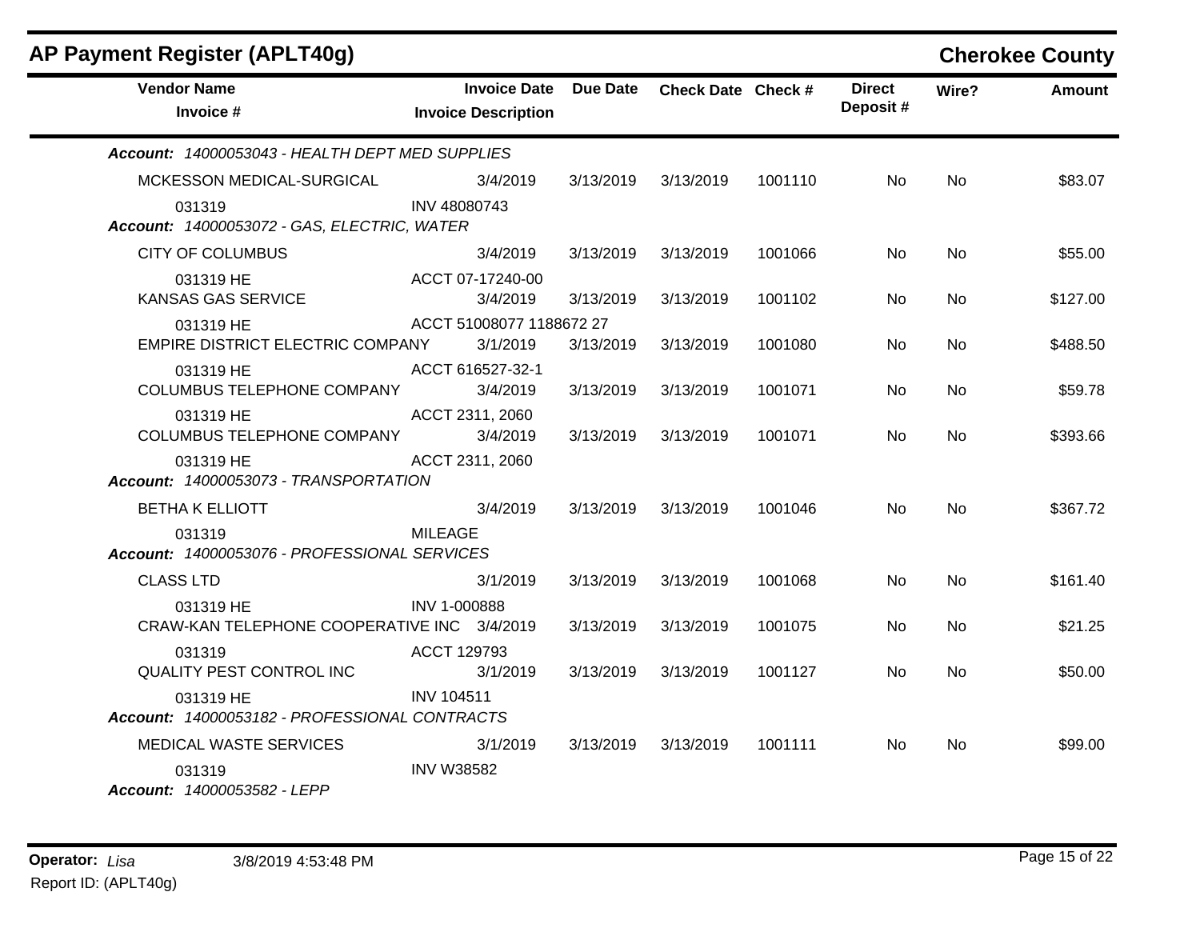# AP Payment Register (APLT40g)

## Cherokee County

| Vendor Name / Invoice # | Invoice Date / Invoice Description | Due Date | Check Date | Check # | Direct Deposit # | Wire? | Amount |
|---|---|---|---|---|---|---|---|
| ***Account: 14000053043 - HEALTH DEPT MED SUPPLIES*** | | | | | | | |
| MCKESSON MEDICAL-SURGICAL | 3/4/2019 | 3/13/2019 | 3/13/2019 | 1001110 | No | No | $83.07 |
| 031319 | INV 48080743 | | | | | | |
| ***Account: 14000053072 - GAS, ELECTRIC, WATER*** | | | | | | | |
| CITY OF COLUMBUS | 3/4/2019 | 3/13/2019 | 3/13/2019 | 1001066 | No | No | $55.00 |
| 031319 HE | ACCT 07-17240-00 | | | | | | |
| KANSAS GAS SERVICE | 3/4/2019 | 3/13/2019 | 3/13/2019 | 1001102 | No | No | $127.00 |
| 031319 HE | ACCT 51008077 1188672 27 | | | | | | |
| EMPIRE DISTRICT ELECTRIC COMPANY | 3/1/2019 | 3/13/2019 | 3/13/2019 | 1001080 | No | No | $488.50 |
| 031319 HE | ACCT 616527-32-1 | | | | | | |
| COLUMBUS TELEPHONE COMPANY | 3/4/2019 | 3/13/2019 | 3/13/2019 | 1001071 | No | No | $59.78 |
| 031319 HE | ACCT 2311, 2060 | | | | | | |
| COLUMBUS TELEPHONE COMPANY | 3/4/2019 | 3/13/2019 | 3/13/2019 | 1001071 | No | No | $393.66 |
| 031319 HE | ACCT 2311, 2060 | | | | | | |
| ***Account: 14000053073 - TRANSPORTATION*** | | | | | | | |
| BETHA K ELLIOTT | 3/4/2019 | 3/13/2019 | 3/13/2019 | 1001046 | No | No | $367.72 |
| 031319 | MILEAGE | | | | | | |
| ***Account: 14000053076 - PROFESSIONAL SERVICES*** | | | | | | | |
| CLASS LTD | 3/1/2019 | 3/13/2019 | 3/13/2019 | 1001068 | No | No | $161.40 |
| 031319 HE | INV 1-000888 | | | | | | |
| CRAW-KAN TELEPHONE COOPERATIVE INC | 3/4/2019 | 3/13/2019 | 3/13/2019 | 1001075 | No | No | $21.25 |
| 031319 | ACCT 129793 | | | | | | |
| QUALITY PEST CONTROL INC | 3/1/2019 | 3/13/2019 | 3/13/2019 | 1001127 | No | No | $50.00 |
| 031319 HE | INV 104511 | | | | | | |
| ***Account: 14000053182 - PROFESSIONAL CONTRACTS*** | | | | | | | |
| MEDICAL WASTE SERVICES | 3/1/2019 | 3/13/2019 | 3/13/2019 | 1001111 | No | No | $99.00 |
| 031319 | INV W38582 | | | | | | |
| ***Account: 14000053582 - LEPP*** | | | | | | | |

**Operator:** *Lisa* 3/8/2019 4:53:48 PM

Report ID: (APLT40g)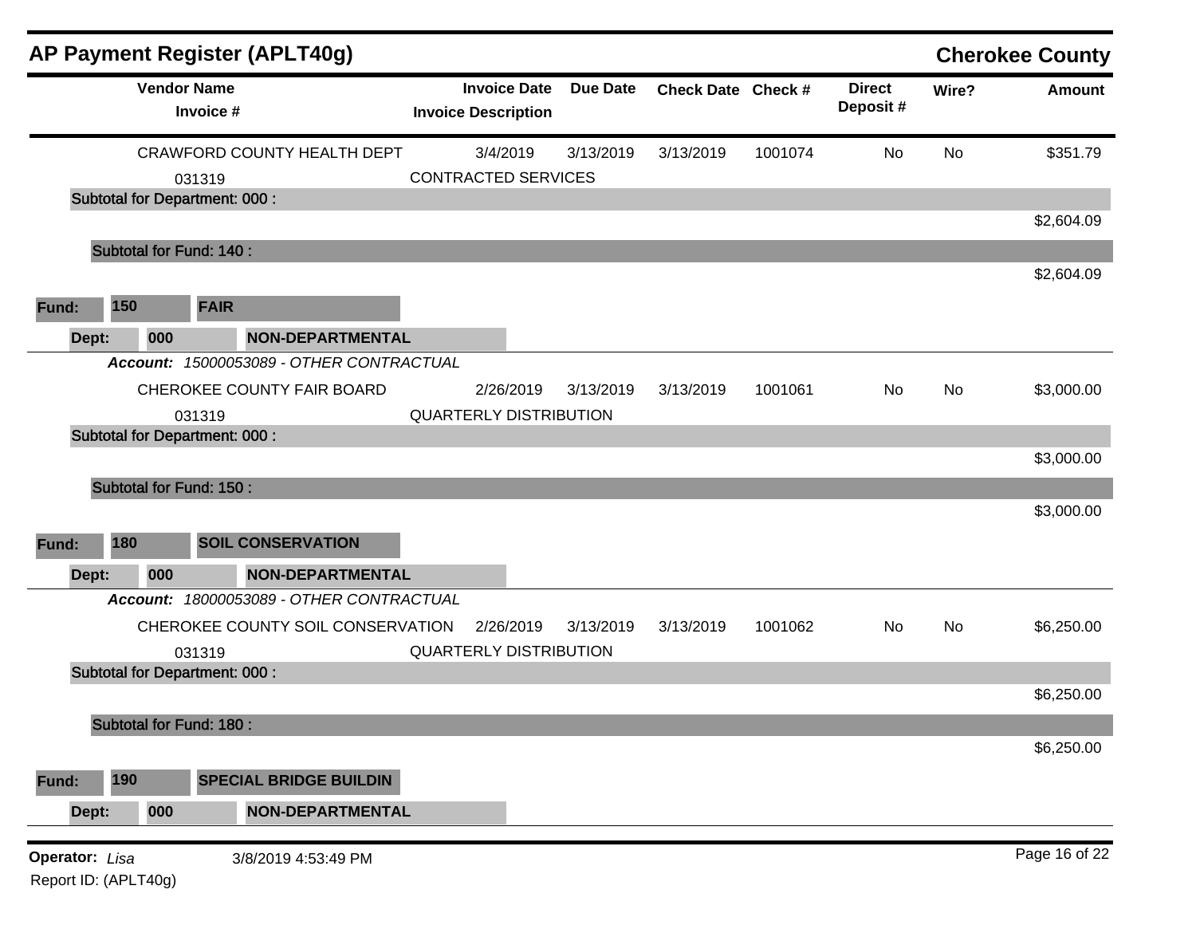## AP Payment Register (APLT40g) — Cherokee County

| Vendor Name / Invoice # | Invoice Date / Invoice Description | Due Date | Check Date | Check # | Direct Deposit # | Wire? | Amount |
|---|---|---|---|---|---|---|---|
| CRAWFORD COUNTY HEALTH DEPT | 3/4/2019 | 3/13/2019 | 3/13/2019 | 1001074 | No | No | $351.79 |
| 031319 | CONTRACTED SERVICES | | | | | | |
| **Subtotal for Department: 000 :** | | | | | | | $2,604.09 |
| **Subtotal for Fund: 140 :** | | | | | | | $2,604.09 |

**Fund: 150 FAIR**

**Dept: 000 NON-DEPARTMENTAL**

***Account:*** *15000053089 - OTHER CONTRACTUAL*

| Vendor Name / Invoice # | Invoice Date / Invoice Description | Due Date | Check Date | Check # | Direct Deposit # | Wire? | Amount |
|---|---|---|---|---|---|---|---|
| CHEROKEE COUNTY FAIR BOARD | 2/26/2019 | 3/13/2019 | 3/13/2019 | 1001061 | No | No | $3,000.00 |
| 031319 | QUARTERLY DISTRIBUTION | | | | | | |
| **Subtotal for Department: 000 :** | | | | | | | $3,000.00 |
| **Subtotal for Fund: 150 :** | | | | | | | $3,000.00 |

**Fund: 180 SOIL CONSERVATION**

**Dept: 000 NON-DEPARTMENTAL**

***Account:*** *18000053089 - OTHER CONTRACTUAL*

| Vendor Name / Invoice # | Invoice Date / Invoice Description | Due Date | Check Date | Check # | Direct Deposit # | Wire? | Amount |
|---|---|---|---|---|---|---|---|
| CHEROKEE COUNTY SOIL CONSERVATION | 2/26/2019 | 3/13/2019 | 3/13/2019 | 1001062 | No | No | $6,250.00 |
| 031319 | QUARTERLY DISTRIBUTION | | | | | | |
| **Subtotal for Department: 000 :** | | | | | | | $6,250.00 |
| **Subtotal for Fund: 180 :** | | | | | | | $6,250.00 |

**Fund: 190 SPECIAL BRIDGE BUILDIN**

**Dept: 000 NON-DEPARTMENTAL**

**Operator:** *Lisa* 3/8/2019 4:53:49 PM

Report ID: (APLT40g)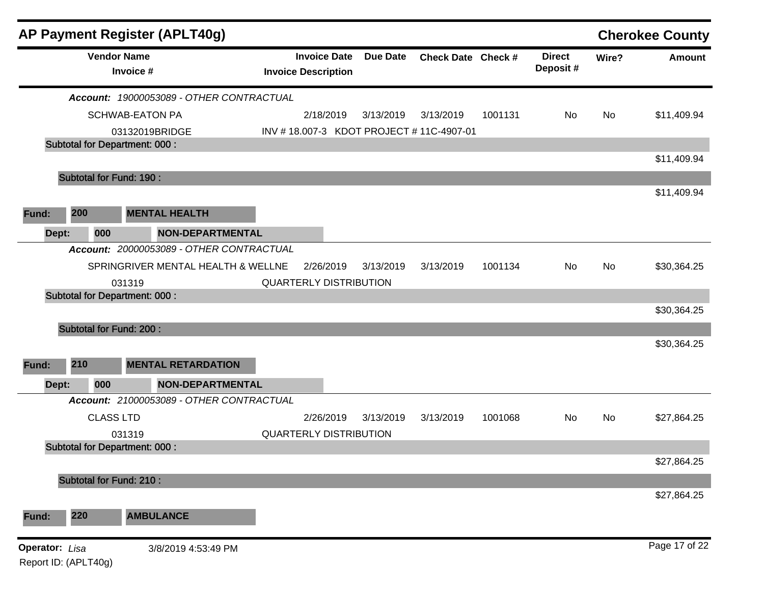## AP Payment Register (APLT40g) — Cherokee County

| Vendor Name / Invoice # | Invoice Date / Invoice Description | Due Date | Check Date | Check # | Direct Deposit # | Wire? | Amount |
|---|---|---|---|---|---|---|---|
| ***Account:** 19000053089 - OTHER CONTRACTUAL* | | | | | | | |
| SCHWAB-EATON PA | 2/18/2019 | 3/13/2019 | 3/13/2019 | 1001131 | No | No | $11,409.94 |
| 03132019BRIDGE | INV # 18.007-3 KDOT PROJECT # 11C-4907-01 | | | | | | |
| **Subtotal for Department: 000 :** | | | | | | | $11,409.94 |
| **Subtotal for Fund: 190 :** | | | | | | | $11,409.94 |
| **Fund: 200 MENTAL HEALTH** | | | | | | | |
| **Dept: 000 NON-DEPARTMENTAL** | | | | | | | |
| ***Account:** 20000053089 - OTHER CONTRACTUAL* | | | | | | | |
| SPRINGRIVER MENTAL HEALTH & WELLNE | 2/26/2019 | 3/13/2019 | 3/13/2019 | 1001134 | No | No | $30,364.25 |
| 031319 | QUARTERLY DISTRIBUTION | | | | | | |
| **Subtotal for Department: 000 :** | | | | | | | $30,364.25 |
| **Subtotal for Fund: 200 :** | | | | | | | $30,364.25 |
| **Fund: 210 MENTAL RETARDATION** | | | | | | | |
| **Dept: 000 NON-DEPARTMENTAL** | | | | | | | |
| ***Account:** 21000053089 - OTHER CONTRACTUAL* | | | | | | | |
| CLASS LTD | 2/26/2019 | 3/13/2019 | 3/13/2019 | 1001068 | No | No | $27,864.25 |
| 031319 | QUARTERLY DISTRIBUTION | | | | | | |
| **Subtotal for Department: 000 :** | | | | | | | $27,864.25 |
| **Subtotal for Fund: 210 :** | | | | | | | $27,864.25 |
| **Fund: 220 AMBULANCE** | | | | | | | |

**Operator:** *Lisa* 3/8/2019 4:53:49 PM

Report ID: (APLT40g)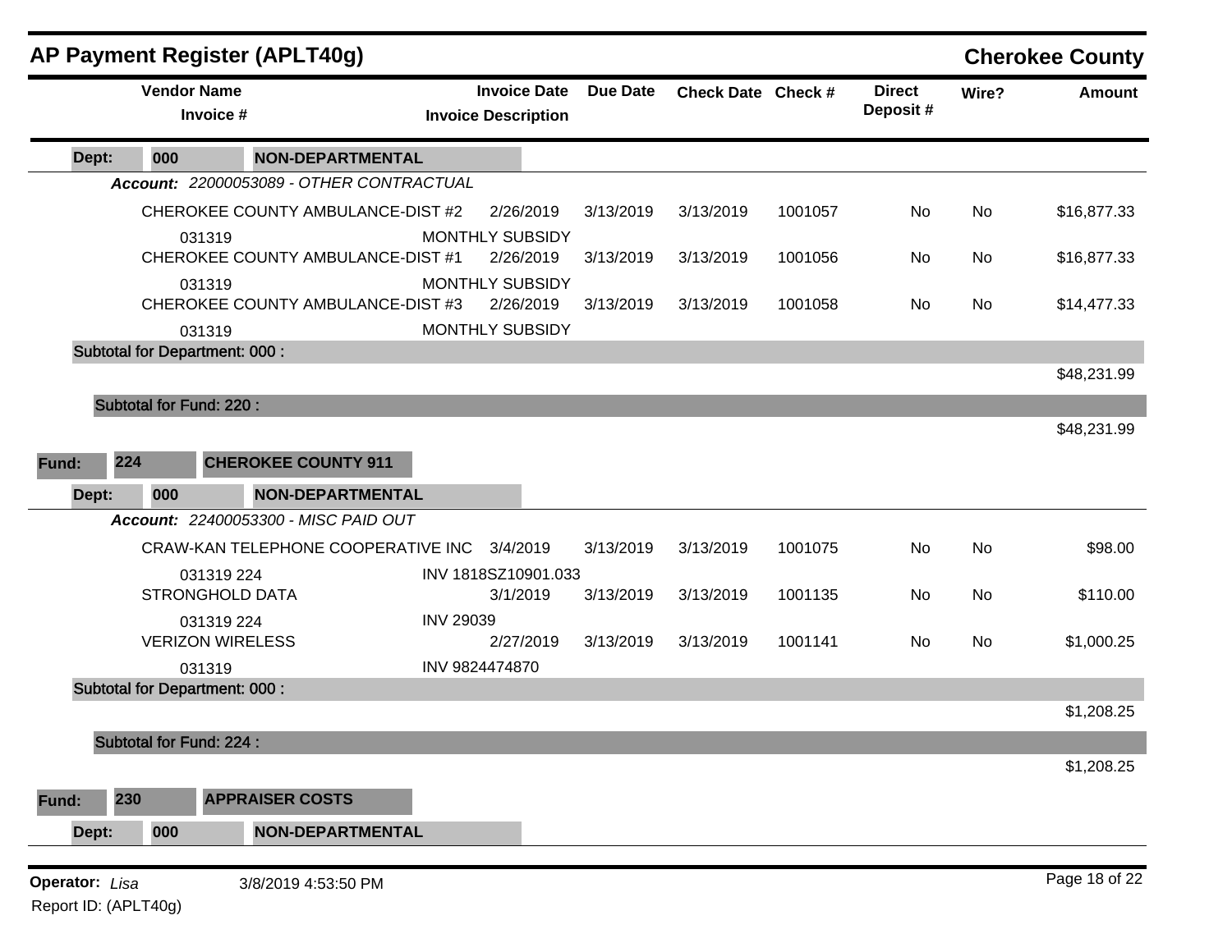# AP Payment Register (APLT40g)

**Cherokee County**

| Vendor Name / Invoice # | Invoice Date / Invoice Description | Due Date | Check Date | Check # | Direct Deposit # | Wire? | Amount |
|---|---|---|---|---|---|---|---|
| **Dept: 000 NON-DEPARTMENTAL** | | | | | | | |
| ***Account: 22000053089 - OTHER CONTRACTUAL*** | | | | | | | |
| CHEROKEE COUNTY AMBULANCE-DIST #2 | 2/26/2019 | 3/13/2019 | 3/13/2019 | 1001057 | No | No | $16,877.33 |
| 031319 | MONTHLY SUBSIDY | | | | | | |
| CHEROKEE COUNTY AMBULANCE-DIST #1 | 2/26/2019 | 3/13/2019 | 3/13/2019 | 1001056 | No | No | $16,877.33 |
| 031319 | MONTHLY SUBSIDY | | | | | | |
| CHEROKEE COUNTY AMBULANCE-DIST #3 | 2/26/2019 | 3/13/2019 | 3/13/2019 | 1001058 | No | No | $14,477.33 |
| 031319 | MONTHLY SUBSIDY | | | | | | |
| **Subtotal for Department: 000 :** | | | | | | | $48,231.99 |
| **Subtotal for Fund: 220 :** | | | | | | | $48,231.99 |
| **Fund: 224 CHEROKEE COUNTY 911** | | | | | | | |
| **Dept: 000 NON-DEPARTMENTAL** | | | | | | | |
| ***Account: 22400053300 - MISC PAID OUT*** | | | | | | | |
| CRAW-KAN TELEPHONE COOPERATIVE INC | 3/4/2019 | 3/13/2019 | 3/13/2019 | 1001075 | No | No | $98.00 |
| 031319 224 | INV 1818SZ10901.033 | | | | | | |
| STRONGHOLD DATA | 3/1/2019 | 3/13/2019 | 3/13/2019 | 1001135 | No | No | $110.00 |
| 031319 224 | INV 29039 | | | | | | |
| VERIZON WIRELESS | 2/27/2019 | 3/13/2019 | 3/13/2019 | 1001141 | No | No | $1,000.25 |
| 031319 | INV 9824474870 | | | | | | |
| **Subtotal for Department: 000 :** | | | | | | | $1,208.25 |
| **Subtotal for Fund: 224 :** | | | | | | | $1,208.25 |
| **Fund: 230 APPRAISER COSTS** | | | | | | | |
| **Dept: 000 NON-DEPARTMENTAL** | | | | | | | |

**Operator:** *Lisa* 3/8/2019 4:53:50 PM

Report ID: (APLT40g)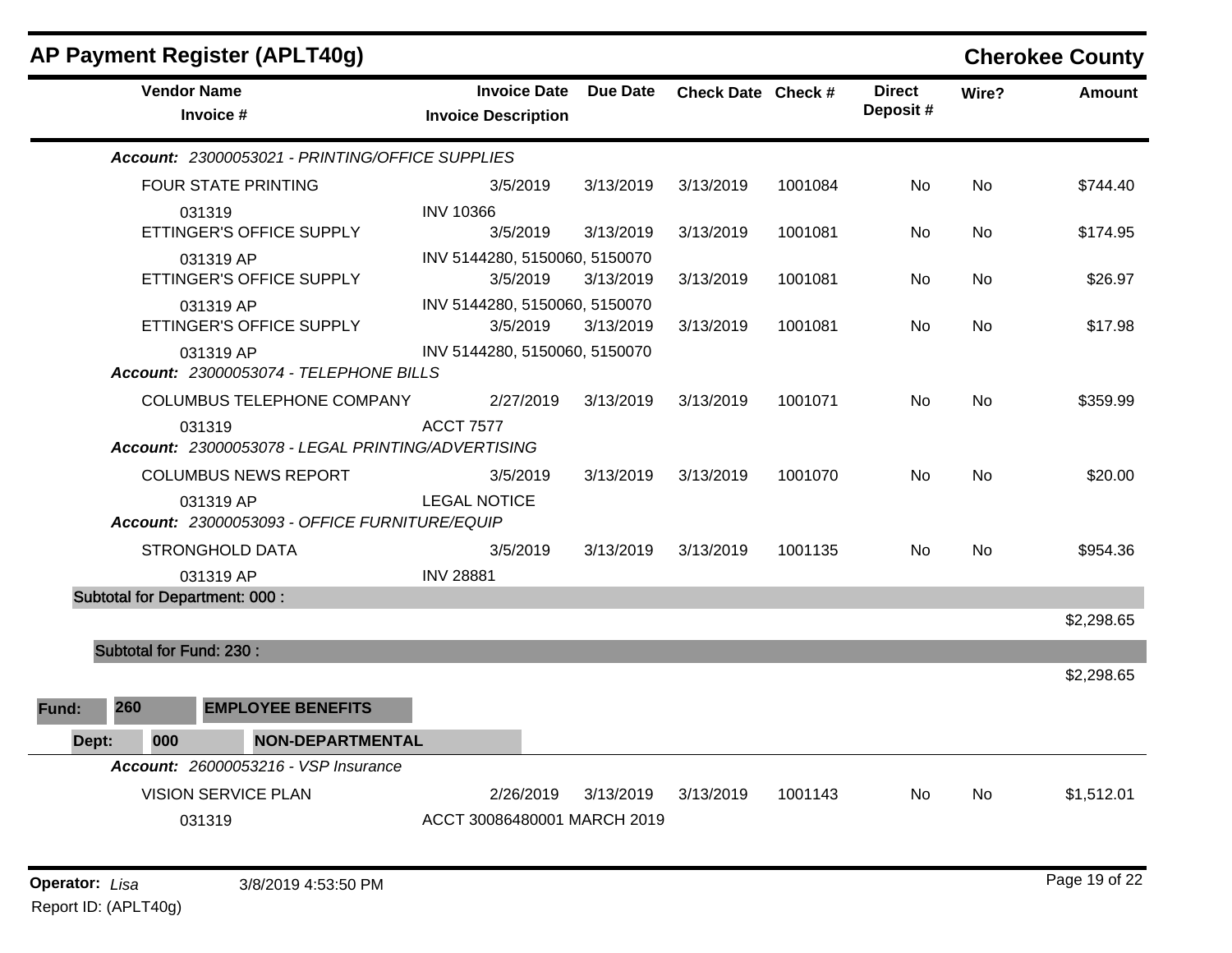# AP Payment Register (APLT40g)

**Cherokee County**

| Vendor Name / Invoice # | Invoice Date / Invoice Description | Due Date | Check Date | Check # | Direct Deposit # | Wire? | Amount |
|---|---|---|---|---|---|---|---|
| ***Account:** 23000053021 - PRINTING/OFFICE SUPPLIES* | | | | | | | |
| FOUR STATE PRINTING | 3/5/2019 | 3/13/2019 | 3/13/2019 | 1001084 | No | No | $744.40 |
| 031319 | INV 10366 | | | | | | |
| ETTINGER'S OFFICE SUPPLY | 3/5/2019 | 3/13/2019 | 3/13/2019 | 1001081 | No | No | $174.95 |
| 031319 AP | INV 5144280, 5150060, 5150070 | | | | | | |
| ETTINGER'S OFFICE SUPPLY | 3/5/2019 | 3/13/2019 | 3/13/2019 | 1001081 | No | No | $26.97 |
| 031319 AP | INV 5144280, 5150060, 5150070 | | | | | | |
| ETTINGER'S OFFICE SUPPLY | 3/5/2019 | 3/13/2019 | 3/13/2019 | 1001081 | No | No | $17.98 |
| 031319 AP | INV 5144280, 5150060, 5150070 | | | | | | |
| ***Account:** 23000053074 - TELEPHONE BILLS* | | | | | | | |
| COLUMBUS TELEPHONE COMPANY | 2/27/2019 | 3/13/2019 | 3/13/2019 | 1001071 | No | No | $359.99 |
| 031319 | ACCT 7577 | | | | | | |
| ***Account:** 23000053078 - LEGAL PRINTING/ADVERTISING* | | | | | | | |
| COLUMBUS NEWS REPORT | 3/5/2019 | 3/13/2019 | 3/13/2019 | 1001070 | No | No | $20.00 |
| 031319 AP | LEGAL NOTICE | | | | | | |
| ***Account:** 23000053093 - OFFICE FURNITURE/EQUIP* | | | | | | | |
| STRONGHOLD DATA | 3/5/2019 | 3/13/2019 | 3/13/2019 | 1001135 | No | No | $954.36 |
| 031319 AP | INV 28881 | | | | | | |
| **Subtotal for Department: 000 :** | | | | | | | $2,298.65 |
| **Subtotal for Fund: 230 :** | | | | | | | $2,298.65 |

**Fund:** 260 **EMPLOYEE BENEFITS**

**Dept:** 000 **NON-DEPARTMENTAL**

| Vendor Name / Invoice # | Invoice Date / Invoice Description | Due Date | Check Date | Check # | Direct Deposit # | Wire? | Amount |
|---|---|---|---|---|---|---|---|
| ***Account:** 26000053216 - VSP Insurance* | | | | | | | |
| VISION SERVICE PLAN | 2/26/2019 | 3/13/2019 | 3/13/2019 | 1001143 | No | No | $1,512.01 |
| 031319 | ACCT 30086480001 MARCH 2019 | | | | | | |

**Operator:** *Lisa* 3/8/2019 4:53:50 PM

Report ID: (APLT40g)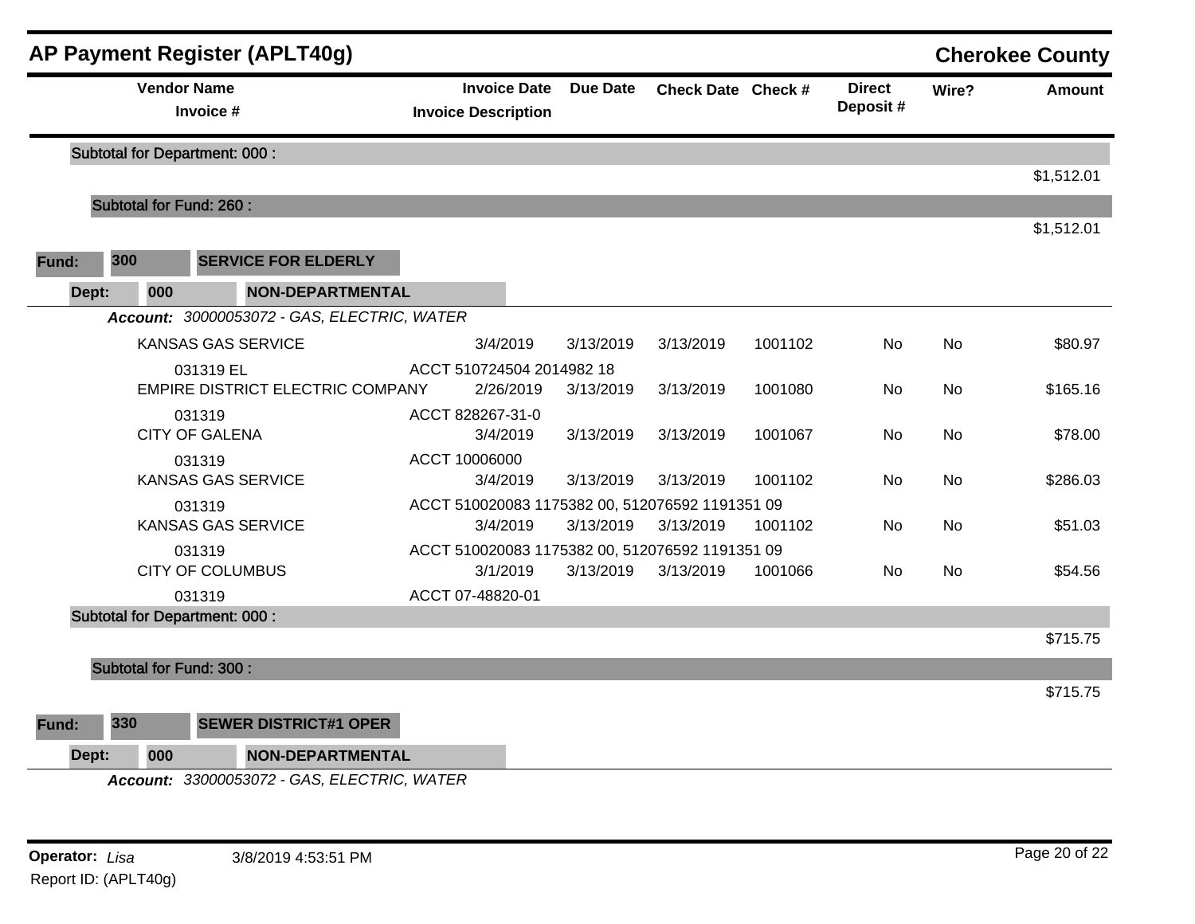## AP Payment Register (APLT40g)

**Cherokee County**

| Vendor Name / Invoice # | Invoice Date / Invoice Description | Due Date | Check Date | Check # | Direct Deposit # | Wire? | Amount |
|---|---|---|---|---|---|---|---|
| **Subtotal for Department: 000 :** | | | | | | | $1,512.01 |
| **Subtotal for Fund: 260 :** | | | | | | | $1,512.01 |

**Fund:** 300 **SERVICE FOR ELDERLY**

**Dept:** 000 **NON-DEPARTMENTAL**

***Account:*** *30000053072 - GAS, ELECTRIC, WATER*

| Vendor Name / Invoice # | Invoice Date / Invoice Description | Due Date | Check Date | Check # | Direct Deposit # | Wire? | Amount |
|---|---|---|---|---|---|---|---|
| KANSAS GAS SERVICE | 3/4/2019 | 3/13/2019 | 3/13/2019 | 1001102 | No | No | $80.97 |
| 031319 EL | ACCT 510724504 2014982 18 | | | | | | |
| EMPIRE DISTRICT ELECTRIC COMPANY | 2/26/2019 | 3/13/2019 | 3/13/2019 | 1001080 | No | No | $165.16 |
| 031319 | ACCT 828267-31-0 | | | | | | |
| CITY OF GALENA | 3/4/2019 | 3/13/2019 | 3/13/2019 | 1001067 | No | No | $78.00 |
| 031319 | ACCT 10006000 | | | | | | |
| KANSAS GAS SERVICE | 3/4/2019 | 3/13/2019 | 3/13/2019 | 1001102 | No | No | $286.03 |
| 031319 | ACCT 510020083 1175382 00, 512076592 1191351 09 | | | | | | |
| KANSAS GAS SERVICE | 3/4/2019 | 3/13/2019 | 3/13/2019 | 1001102 | No | No | $51.03 |
| 031319 | ACCT 510020083 1175382 00, 512076592 1191351 09 | | | | | | |
| CITY OF COLUMBUS | 3/1/2019 | 3/13/2019 | 3/13/2019 | 1001066 | No | No | $54.56 |
| 031319 | ACCT 07-48820-01 | | | | | | |
| **Subtotal for Department: 000 :** | | | | | | | $715.75 |
| **Subtotal for Fund: 300 :** | | | | | | | $715.75 |

**Fund:** 330 **SEWER DISTRICT#1 OPER**

**Dept:** 000 **NON-DEPARTMENTAL**

***Account:*** *33000053072 - GAS, ELECTRIC, WATER*

**Operator:** *Lisa* 3/8/2019 4:53:51 PM

Report ID: (APLT40g)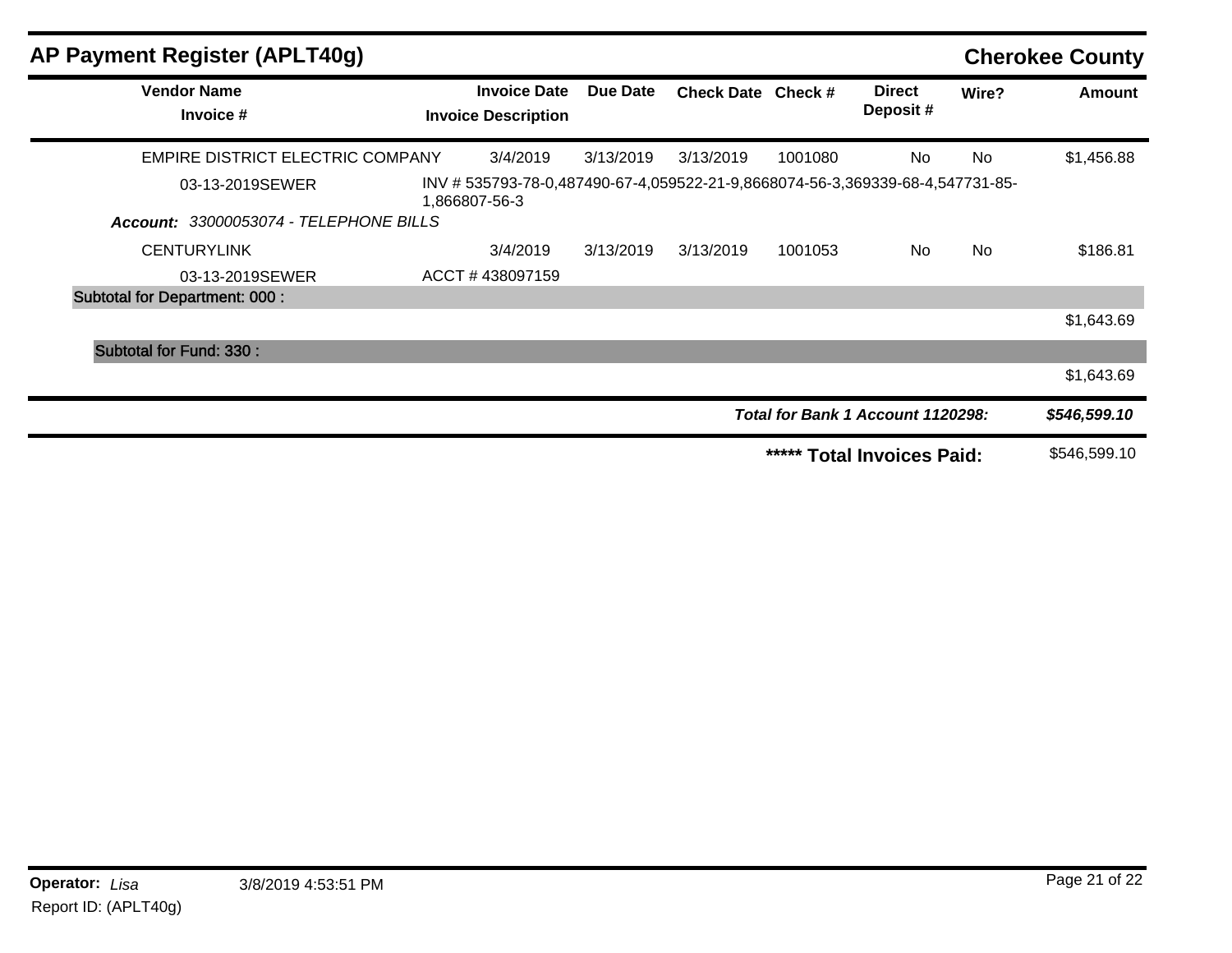## AP Payment Register (APLT40g)

**Cherokee County**

| Vendor Name / Invoice # | Invoice Date / Invoice Description | Due Date | Check Date | Check # | Direct Deposit # | Wire? | Amount |
|---|---|---|---|---|---|---|---|
| EMPIRE DISTRICT ELECTRIC COMPANY | 3/4/2019 | 3/13/2019 | 3/13/2019 | 1001080 | No | No | $1,456.88 |
| 03-13-2019SEWER | INV # 535793-78-0,487490-67-4,059522-21-9,8668074-56-3,369339-68-4,547731-85-1,866807-56-3 | | | | | | |
| ***Account:* *33000053074 - TELEPHONE BILLS*** | | | | | | | |
| CENTURYLINK | 3/4/2019 | 3/13/2019 | 3/13/2019 | 1001053 | No | No | $186.81 |
| 03-13-2019SEWER | ACCT # 438097159 | | | | | | |
| **Subtotal for Department: 000 :** | | | | | | | $1,643.69 |
| **Subtotal for Fund: 330 :** | | | | | | | $1,643.69 |

***Total for Bank 1 Account 1120298:*** ***$546,599.10***

**\*\*\*\*\* Total Invoices Paid:** $546,599.10

**Operator:** *Lisa* 3/8/2019 4:53:51 PM

Report ID: (APLT40g)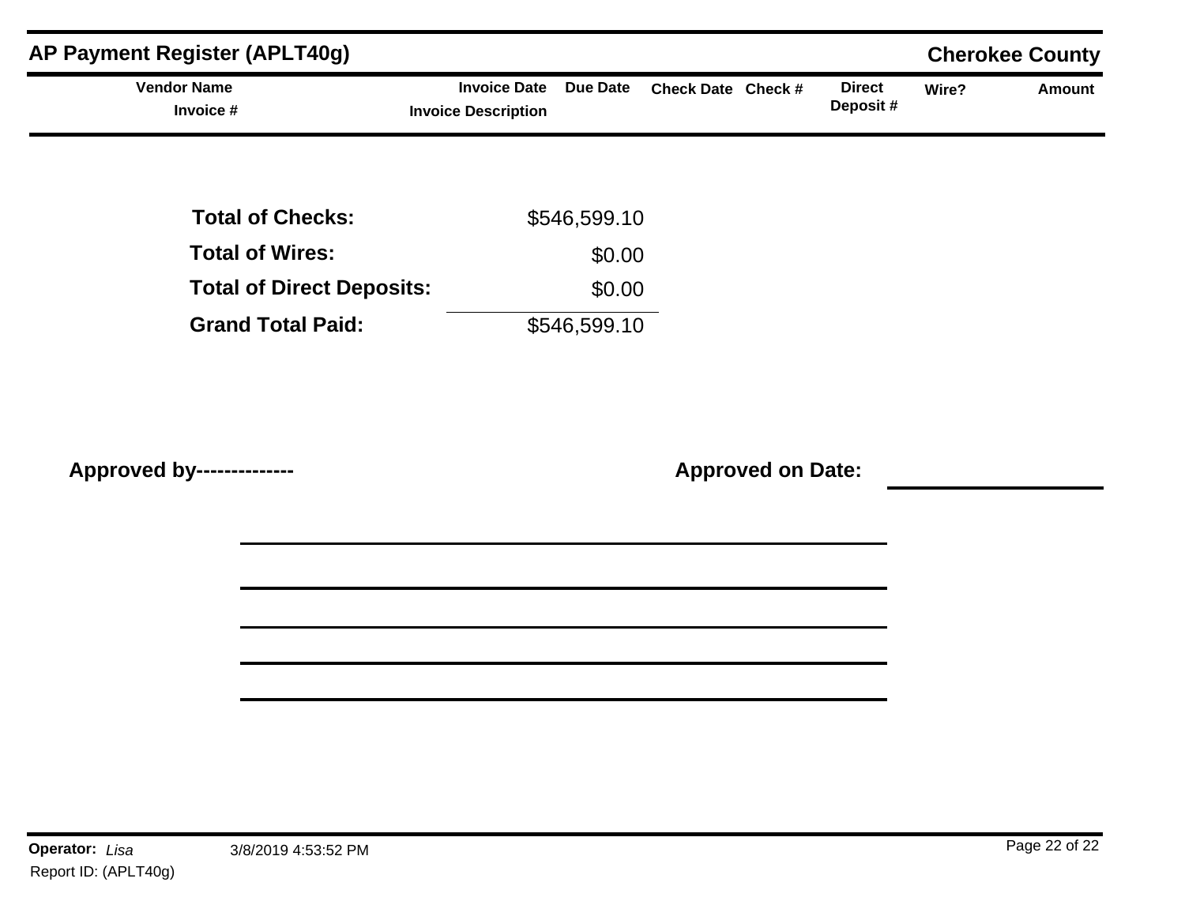## AP Payment Register (APLT40g)

**Cherokee County**

| Vendor Name / Invoice # | Invoice Date / Invoice Description | Due Date | Check Date | Check # | Direct Deposit # | Wire? | Amount |
|---|---|---|---|---|---|---|---|

| | |
|---|---|
| **Total of Checks:** | $546,599.10 |
| **Total of Wires:** | $0.00 |
| **Total of Direct Deposits:** | $0.00 |
| **Grand Total Paid:** | $546,599.10 |

**Approved by--------------**

**Approved on Date:** ____________________

______________________________________________

______________________________________________

______________________________________________

______________________________________________

______________________________________________

**Operator:** *Lisa* 3/8/2019 4:53:52 PM

Report ID: (APLT40g)